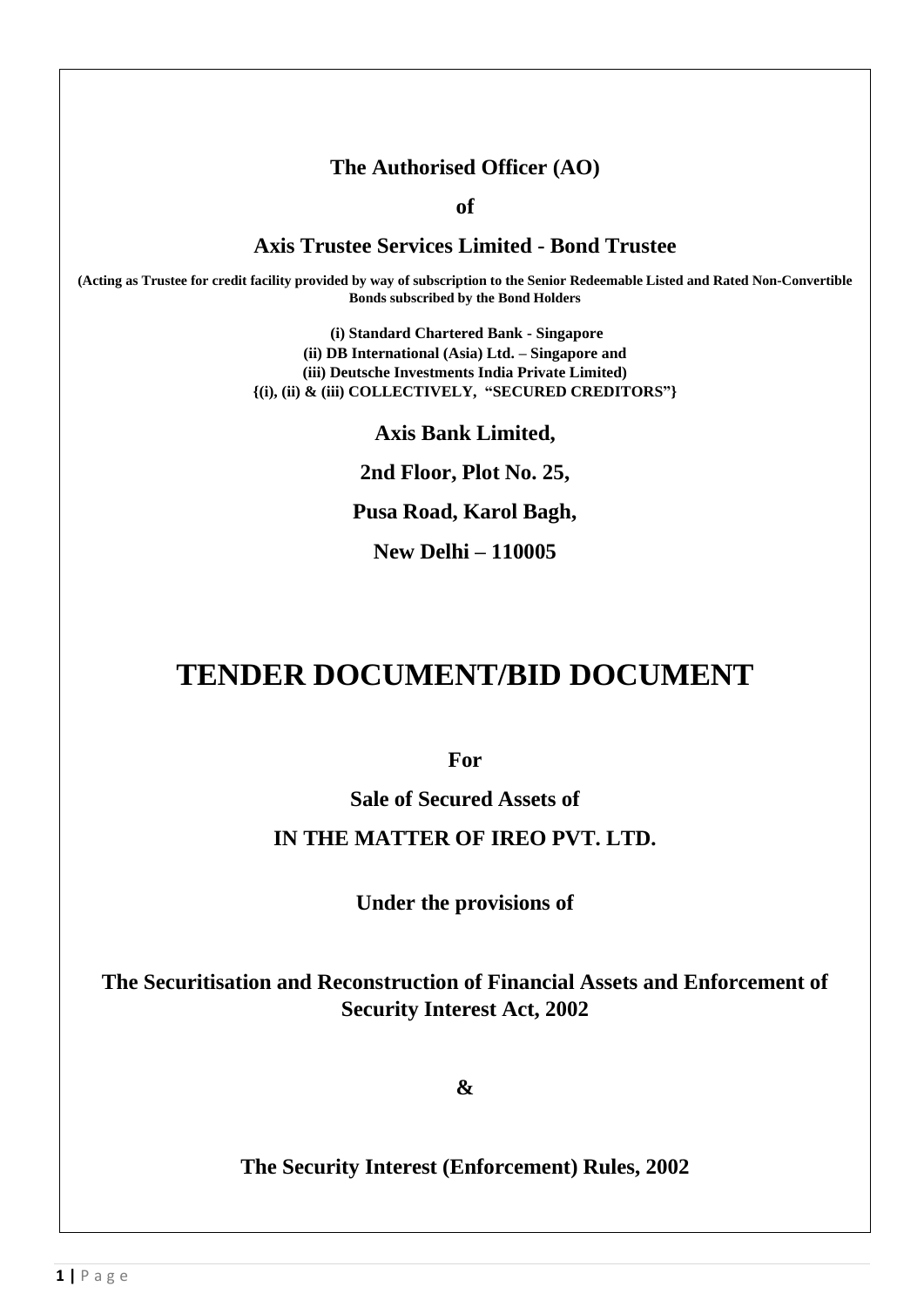**The Authorised Officer (AO)**

**of**

**Axis Trustee Services Limited - Bond Trustee**

**(Acting as Trustee for credit facility provided by way of subscription to the Senior Redeemable Listed and Rated Non-Convertible Bonds subscribed by the Bond Holders**

**(i) Standard Chartered Bank - Singapore**
**(ii) DB International (Asia) Ltd. – Singapore and**
**(iii) Deutsche Investments India Private Limited)**
**{(i), (ii) & (iii) COLLECTIVELY, "SECURED CREDITORS"}**

**Axis Bank Limited,**

**2nd Floor, Plot No. 25,**

**Pusa Road, Karol Bagh,**

**New Delhi – 110005**

# TENDER DOCUMENT/BID DOCUMENT

**For**

**Sale of Secured Assets of**

**IN THE MATTER OF IREO PVT. LTD.**

**Under the provisions of**

**The Securitisation and Reconstruction of Financial Assets and Enforcement of Security Interest Act, 2002**

**&**

**The Security Interest (Enforcement) Rules, 2002**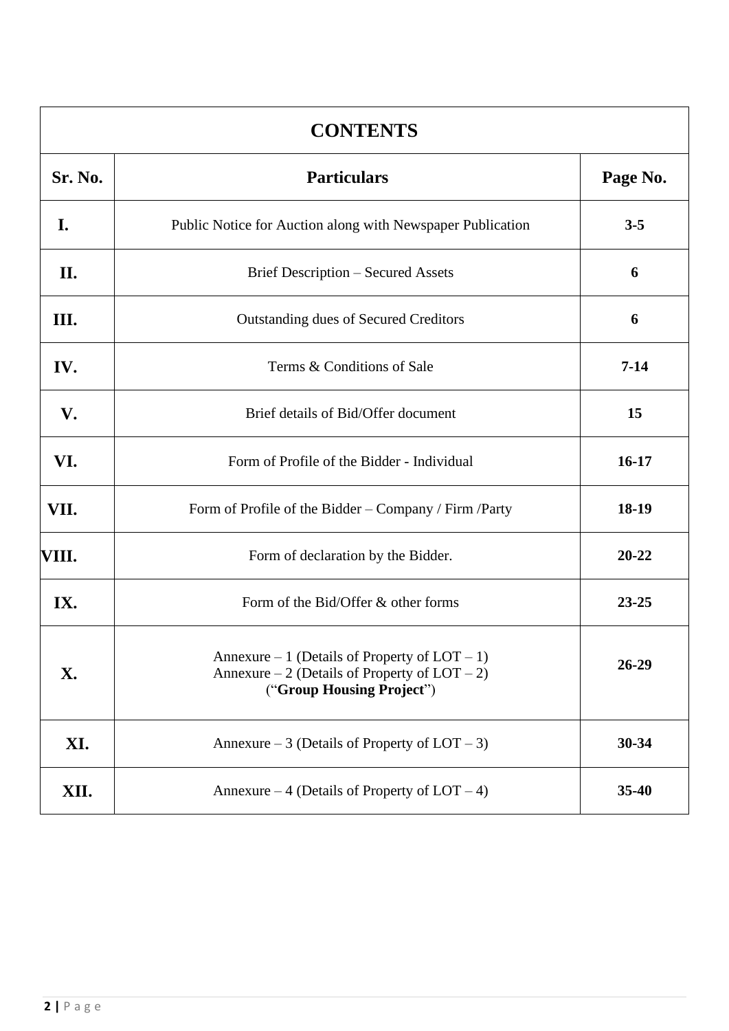| CONTENTS | | |
|---|---|---|
| **Sr. No.** | **Particulars** | **Page No.** |
| **I.** | Public Notice for Auction along with Newspaper Publication | **3-5** |
| **II.** | Brief Description – Secured Assets | **6** |
| **III.** | Outstanding dues of Secured Creditors | **6** |
| **IV.** | Terms & Conditions of Sale | **7-14** |
| **V.** | Brief details of Bid/Offer document | **15** |
| **VI.** | Form of Profile of the Bidder - Individual | **16-17** |
| **VII.** | Form of Profile of the Bidder – Company / Firm /Party | **18-19** |
| **VIII.** | Form of declaration by the Bidder. | **20-22** |
| **IX.** | Form of the Bid/Offer & other forms | **23-25** |
| **X.** | Annexure – 1 (Details of Property of LOT – 1)<br>Annexure – 2 (Details of Property of LOT – 2)<br>(“**Group Housing Project**”) | **26-29** |
| **XI.** | Annexure – 3 (Details of Property of LOT – 3) | **30-34** |
| **XII.** | Annexure – 4 (Details of Property of LOT – 4) | **35-40** |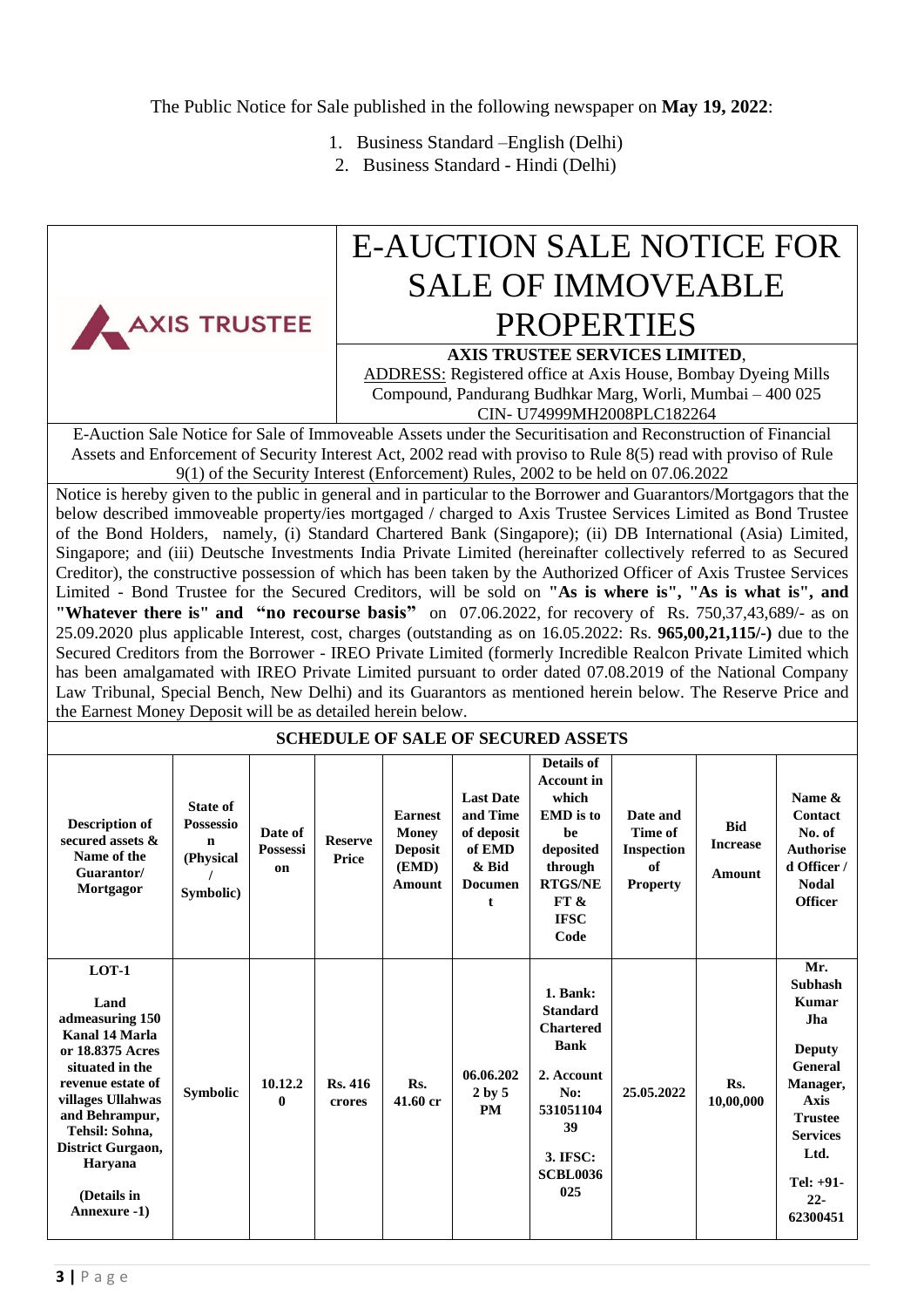The Public Notice for Sale published in the following newspaper on **May 19, 2022**:

1. Business Standard –English (Delhi)
2. Business Standard - Hindi (Delhi)

AXIS TRUSTEE

# E-AUCTION SALE NOTICE FOR SALE OF IMMOVEABLE PROPERTIES

**AXIS TRUSTEE SERVICES LIMITED**,
ADDRESS: Registered office at Axis House, Bombay Dyeing Mills Compound, Pandurang Budhkar Marg, Worli, Mumbai – 400 025
CIN- U74999MH2008PLC182264

E-Auction Sale Notice for Sale of Immoveable Assets under the Securitisation and Reconstruction of Financial Assets and Enforcement of Security Interest Act, 2002 read with proviso to Rule 8(5) read with proviso of Rule 9(1) of the Security Interest (Enforcement) Rules, 2002 to be held on 07.06.2022

Notice is hereby given to the public in general and in particular to the Borrower and Guarantors/Mortgagors that the below described immoveable property/ies mortgaged / charged to Axis Trustee Services Limited as Bond Trustee of the Bond Holders, namely, (i) Standard Chartered Bank (Singapore); (ii) DB International (Asia) Limited, Singapore; and (iii) Deutsche Investments India Private Limited (hereinafter collectively referred to as Secured Creditor), the constructive possession of which has been taken by the Authorized Officer of Axis Trustee Services Limited - Bond Trustee for the Secured Creditors, will be sold on **"As is where is", "As is what is", and "Whatever there is" and "no recourse basis"** on 07.06.2022, for recovery of Rs. 750,37,43,689/- as on 25.09.2020 plus applicable Interest, cost, charges (outstanding as on 16.05.2022: Rs. **965,00,21,115/-)** due to the Secured Creditors from the Borrower - IREO Private Limited (formerly Incredible Realcon Private Limited which has been amalgamated with IREO Private Limited pursuant to order dated 07.08.2019 of the National Company Law Tribunal, Special Bench, New Delhi) and its Guarantors as mentioned herein below. The Reserve Price and the Earnest Money Deposit will be as detailed herein below.

**SCHEDULE OF SALE OF SECURED ASSETS**

| Description of secured assets & Name of the Guarantor/ Mortgagor | State of Possession (Physical / Symbolic) | Date of Possession | Reserve Price | Earnest Money Deposit (EMD) Amount | Last Date and Time of deposit of EMD & Bid Document | Details of Account in which EMD is to be deposited through RTGS/NEFT & IFSC Code | Date and Time of Inspection of Property | Bid Increase Amount | Name & Contact No. of Authorised Officer / Nodal Officer |
|---|---|---|---|---|---|---|---|---|---|
| **LOT-1**<br><br>**Land admeasuring 150 Kanal 14 Marla or 18.8375 Acres situated in the revenue estate of villages Ullahwas and Behrampur, Tehsil: Sohna, District Gurgaon, Haryana**<br><br>**(Details in Annexure -1)** | **Symbolic** | **10.12.20** | **Rs. 416 crores** | **Rs. 41.60 cr** | **06.06.2022 by 5 PM** | **1. Bank: Standard Chartered Bank**<br><br>**2. Account No: 53105110439**<br><br>**3. IFSC: SCBL0036025** | **25.05.2022** | **Rs. 10,00,000** | **Mr. Subhash Kumar Jha**<br><br>**Deputy General Manager, Axis Trustee Services Ltd.**<br><br>**Tel: +91-22-62300451** |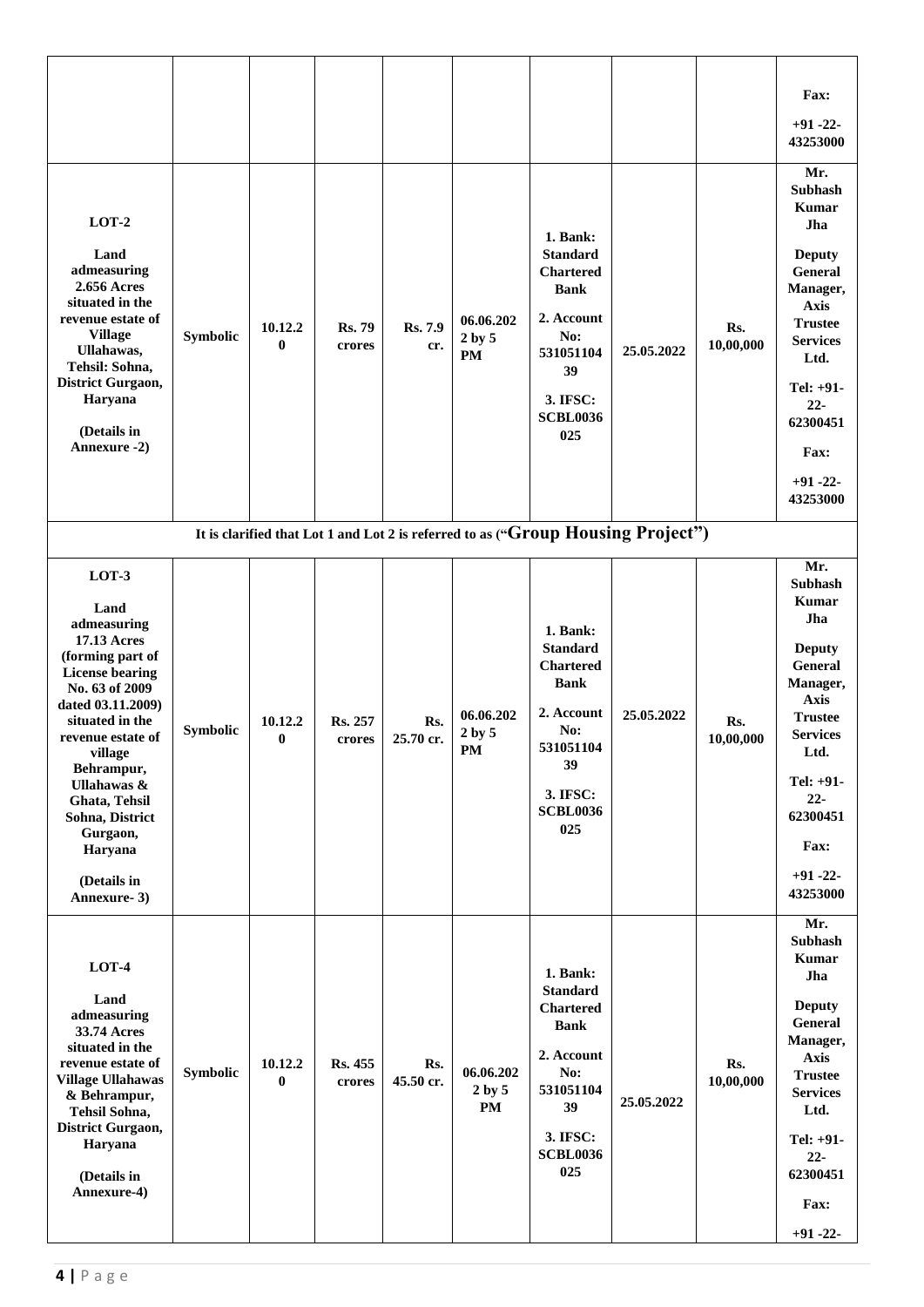|  |  |  |  |  |  |  |  |  | **Fax:** **+91 -22-43253000** |
|---|---|---|---|---|---|---|---|---|---|
| **LOT-2** **Land admeasuring 2.656 Acres situated in the revenue estate of Village Ullahawas, Tehsil: Sohna, District Gurgaon, Haryana** **(Details in Annexure -2)** | **Symbolic** | **10.12.20** | **Rs. 79 crores** | **Rs. 7.9 cr.** | **06.06.2022 by 5 PM** | **1. Bank: Standard Chartered Bank** **2. Account No: 53105110439** **3. IFSC: SCBL0036025** | **25.05.2022** | **Rs. 10,00,000** | **Mr. Subhash Kumar Jha** **Deputy General Manager, Axis Trustee Services Ltd.** **Tel: +91-22-62300451** **Fax:** **+91 -22-43253000** |
| **It is clarified that Lot 1 and Lot 2 is referred to as ("Group Housing Project")** |  |  |  |  |  |  |  |  |  |
| **LOT-3** **Land admeasuring 17.13 Acres (forming part of License bearing No. 63 of 2009 dated 03.11.2009) situated in the revenue estate of village Behrampur, Ullahawas & Ghata, Tehsil Sohna, District Gurgaon, Haryana** **(Details in Annexure- 3)** | **Symbolic** | **10.12.20** | **Rs. 257 crores** | **Rs. 25.70 cr.** | **06.06.2022 by 5 PM** | **1. Bank: Standard Chartered Bank** **2. Account No: 53105110439** **3. IFSC: SCBL0036025** | **25.05.2022** | **Rs. 10,00,000** | **Mr. Subhash Kumar Jha** **Deputy General Manager, Axis Trustee Services Ltd.** **Tel: +91-22-62300451** **Fax:** **+91 -22-43253000** |
| **LOT-4** **Land admeasuring 33.74 Acres situated in the revenue estate of Village Ullahawas & Behrampur, Tehsil Sohna, District Gurgaon, Haryana** **(Details in Annexure-4)** | **Symbolic** | **10.12.20** | **Rs. 455 crores** | **Rs. 45.50 cr.** | **06.06.2022 by 5 PM** | **1. Bank: Standard Chartered Bank** **2. Account No: 53105110439** **3. IFSC: SCBL0036025** | **25.05.2022** | **Rs. 10,00,000** | **Mr. Subhash Kumar Jha** **Deputy General Manager, Axis Trustee Services Ltd.** **Tel: +91-22-62300451** **Fax:** **+91 -22-** |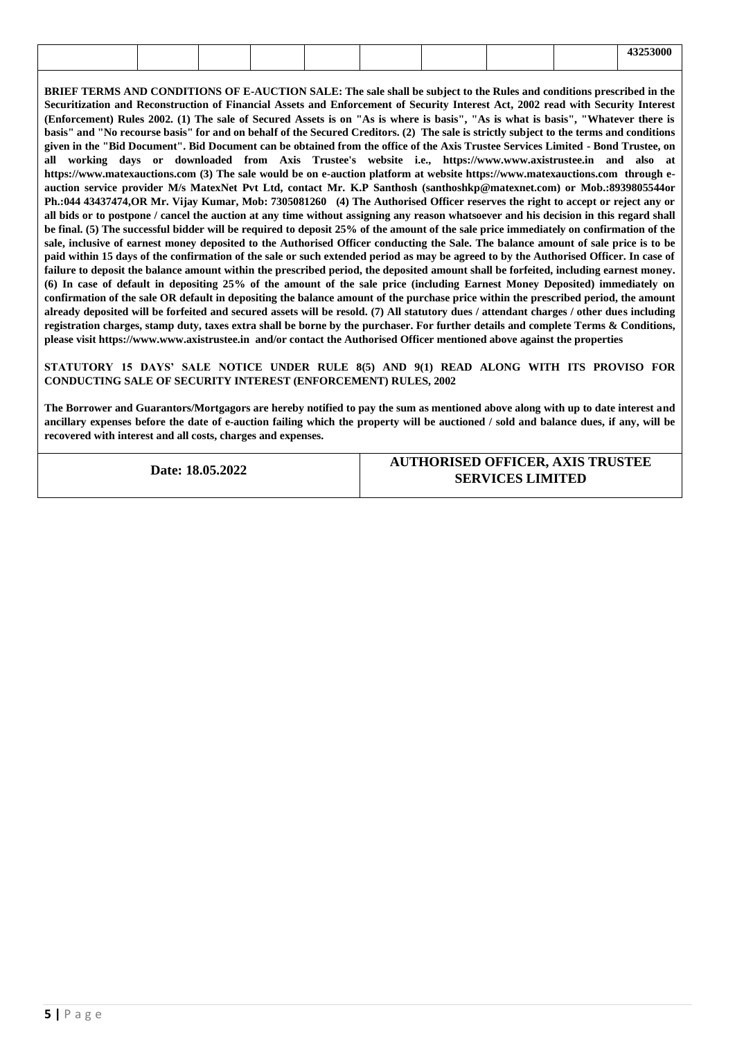| | | | | | | | | | 43253000 |
|---|---|---|---|---|---|---|---|---|---|

**BRIEF TERMS AND CONDITIONS OF E-AUCTION SALE: The sale shall be subject to the Rules and conditions prescribed in the Securitization and Reconstruction of Financial Assets and Enforcement of Security Interest Act, 2002 read with Security Interest (Enforcement) Rules 2002. (1) The sale of Secured Assets is on "As is where is basis", "As is what is basis", "Whatever there is basis" and "No recourse basis" for and on behalf of the Secured Creditors. (2) The sale is strictly subject to the terms and conditions given in the "Bid Document". Bid Document can be obtained from the office of the Axis Trustee Services Limited - Bond Trustee, on all working days or downloaded from Axis Trustee's website i.e., https://www.www.axistrustee.in and also at https://www.matexauctions.com (3) The sale would be on e-auction platform at website https://www.matexauctions.com through e-auction service provider M/s MatexNet Pvt Ltd, contact Mr. K.P Santhosh (santhoshkp@matexnet.com) or Mob.:8939805544or Ph.:044 43437474,OR Mr. Vijay Kumar, Mob: 7305081260 (4) The Authorised Officer reserves the right to accept or reject any or all bids or to postpone / cancel the auction at any time without assigning any reason whatsoever and his decision in this regard shall be final. (5) The successful bidder will be required to deposit 25% of the amount of the sale price immediately on confirmation of the sale, inclusive of earnest money deposited to the Authorised Officer conducting the Sale. The balance amount of sale price is to be paid within 15 days of the confirmation of the sale or such extended period as may be agreed to by the Authorised Officer. In case of failure to deposit the balance amount within the prescribed period, the deposited amount shall be forfeited, including earnest money. (6) In case of default in depositing 25% of the amount of the sale price (including Earnest Money Deposited) immediately on confirmation of the sale OR default in depositing the balance amount of the purchase price within the prescribed period, the amount already deposited will be forfeited and secured assets will be resold. (7) All statutory dues / attendant charges / other dues including registration charges, stamp duty, taxes extra shall be borne by the purchaser. For further details and complete Terms & Conditions, please visit https://www.www.axistrustee.in and/or contact the Authorised Officer mentioned above against the properties**

**STATUTORY 15 DAYS' SALE NOTICE UNDER RULE 8(5) AND 9(1) READ ALONG WITH ITS PROVISO FOR CONDUCTING SALE OF SECURITY INTEREST (ENFORCEMENT) RULES, 2002**

**The Borrower and Guarantors/Mortgagors are hereby notified to pay the sum as mentioned above along with up to date interest and ancillary expenses before the date of e-auction failing which the property will be auctioned / sold and balance dues, if any, will be recovered with interest and all costs, charges and expenses.**

| Date: 18.05.2022 | AUTHORISED OFFICER, AXIS TRUSTEE SERVICES LIMITED |
|---|---|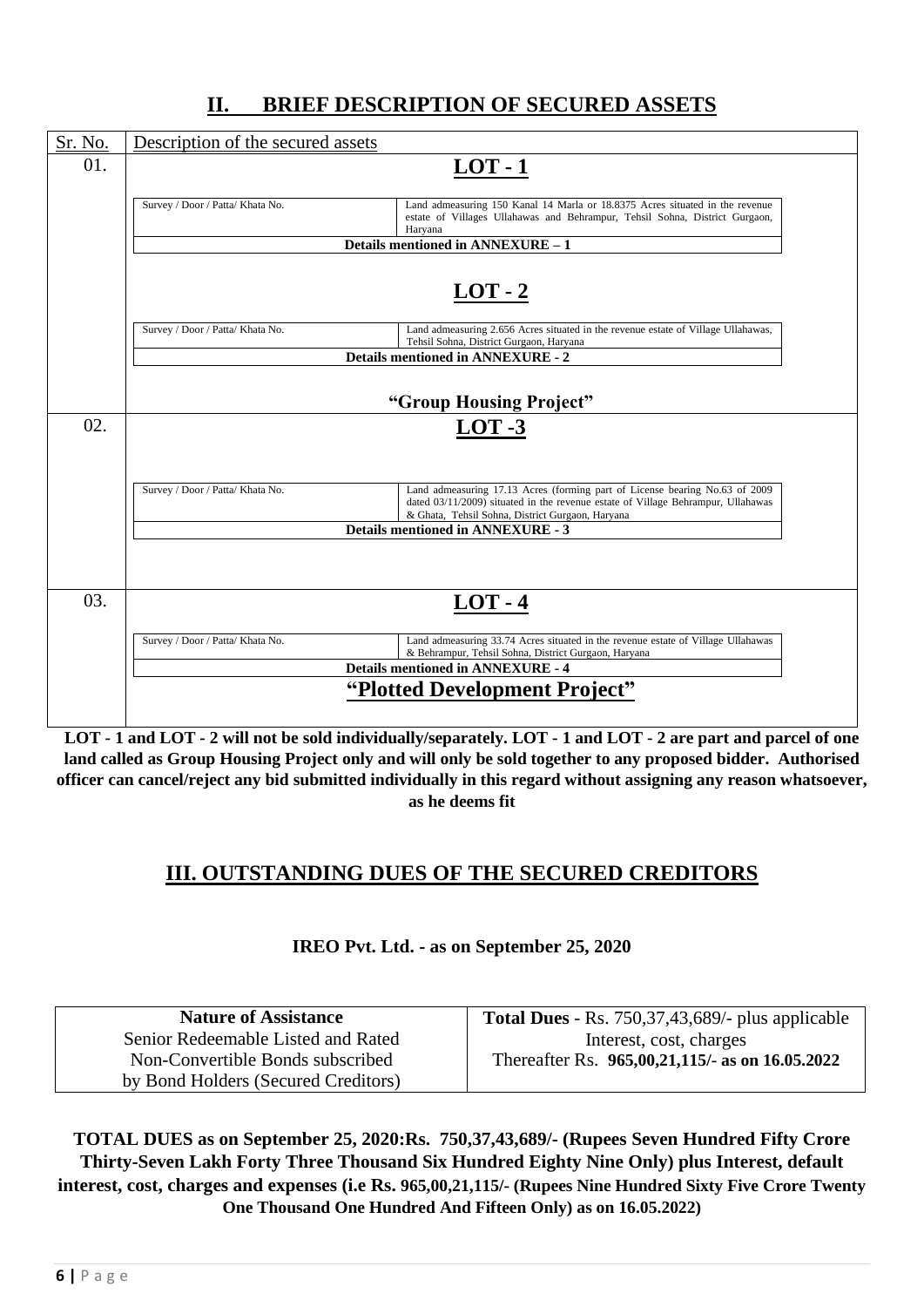## II. BRIEF DESCRIPTION OF SECURED ASSETS

| Sr. No. | Description of the secured assets | |
|---|---|---|
| 01. | **LOT - 1** | |
| | Survey / Door / Patta/ Khata No. | Land admeasuring 150 Kanal 14 Marla or 18.8375 Acres situated in the revenue estate of Villages Ullahawas and Behrampur, Tehsil Sohna, District Gurgaon, Haryana |
| | **Details mentioned in ANNEXURE – 1** | |
| | **LOT - 2** | |
| | Survey / Door / Patta/ Khata No. | Land admeasuring 2.656 Acres situated in the revenue estate of Village Ullahawas, Tehsil Sohna, District Gurgaon, Haryana |
| | **Details mentioned in ANNEXURE - 2** | |
| | **"Group Housing Project"** | |
| 02. | **LOT -3** | |
| | Survey / Door / Patta/ Khata No. | Land admeasuring 17.13 Acres (forming part of License bearing No.63 of 2009 dated 03/11/2009) situated in the revenue estate of Village Behrampur, Ullahawas & Ghata, Tehsil Sohna, District Gurgaon, Haryana |
| | **Details mentioned in ANNEXURE - 3** | |
| 03. | **LOT - 4** | |
| | Survey / Door / Patta/ Khata No. | Land admeasuring 33.74 Acres situated in the revenue estate of Village Ullahawas & Behrampur, Tehsil Sohna, District Gurgaon, Haryana |
| | **Details mentioned in ANNEXURE - 4** | |
| | **"Plotted Development Project"** | |

**LOT - 1 and LOT - 2 will not be sold individually/separately. LOT - 1 and LOT - 2 are part and parcel of one land called as Group Housing Project only and will only be sold together to any proposed bidder. Authorised officer can cancel/reject any bid submitted individually in this regard without assigning any reason whatsoever, as he deems fit**

## III. OUTSTANDING DUES OF THE SECURED CREDITORS

**IREO Pvt. Ltd. - as on September 25, 2020**

| Nature of Assistance | Total Dues - Rs. 750,37,43,689/- plus applicable Interest, cost, charges Thereafter Rs. 965,00,21,115/- as on 16.05.2022 |
|---|---|
| Senior Redeemable Listed and Rated Non-Convertible Bonds subscribed by Bond Holders (Secured Creditors) | |

**TOTAL DUES as on September 25, 2020:Rs. 750,37,43,689/- (Rupees Seven Hundred Fifty Crore Thirty-Seven Lakh Forty Three Thousand Six Hundred Eighty Nine Only) plus Interest, default interest, cost, charges and expenses (i.e Rs. 965,00,21,115/- (Rupees Nine Hundred Sixty Five Crore Twenty One Thousand One Hundred And Fifteen Only) as on 16.05.2022)**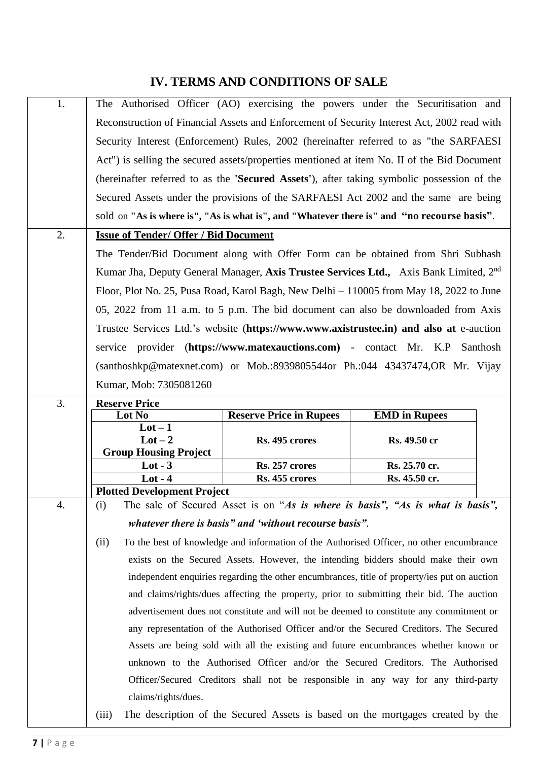## IV. TERMS AND CONDITIONS OF SALE

1. The Authorised Officer (AO) exercising the powers under the Securitisation and Reconstruction of Financial Assets and Enforcement of Security Interest Act, 2002 read with Security Interest (Enforcement) Rules, 2002 (hereinafter referred to as "the SARFAESI Act") is selling the secured assets/properties mentioned at item No. II of the Bid Document (hereinafter referred to as the **'Secured Assets'**), after taking symbolic possession of the Secured Assets under the provisions of the SARFAESI Act 2002 and the same are being sold on **"As is where is", "As is what is", and "Whatever there is" and "no recourse basis"**.

2. **Issue of Tender/ Offer / Bid Document**

   The Tender/Bid Document along with Offer Form can be obtained from Shri Subhash Kumar Jha, Deputy General Manager, **Axis Trustee Services Ltd.,** Axis Bank Limited, 2nd Floor, Plot No. 25, Pusa Road, Karol Bagh, New Delhi – 110005 from May 18, 2022 to June 05, 2022 from 11 a.m. to 5 p.m. The bid document can also be downloaded from Axis Trustee Services Ltd.'s website (**https://www.www.axistrustee.in) and also at** e-auction service provider (**https://www.matexauctions.com)** - contact Mr. K.P Santhosh (santhoshkp@matexnet.com) or Mob.:8939805544or Ph.:044 43437474,OR Mr. Vijay Kumar, Mob: 7305081260

3. **Reserve Price**

| Lot No | Reserve Price in Rupees | EMD in Rupees |
|---|---|---|
| **Lot – 1**<br>**Lot – 2**<br>**Group Housing Project** | **Rs. 495 crores** | **Rs. 49.50 cr** |
| **Lot - 3** | **Rs. 257 crores** | **Rs. 25.70 cr.** |
| **Lot - 4** | **Rs. 455 crores** | **Rs. 45.50 cr.** |
| **Plotted Development Project** | | |

4. (i) The sale of Secured Asset is on "***As is where is basis", "As is what is basis", whatever there is basis" and 'without recourse basis"***.

   (ii) To the best of knowledge and information of the Authorised Officer, no other encumbrance exists on the Secured Assets. However, the intending bidders should make their own independent enquiries regarding the other encumbrances, title of property/ies put on auction and claims/rights/dues affecting the property, prior to submitting their bid. The auction advertisement does not constitute and will not be deemed to constitute any commitment or any representation of the Authorised Officer and/or the Secured Creditors. The Secured Assets are being sold with all the existing and future encumbrances whether known or unknown to the Authorised Officer and/or the Secured Creditors. The Authorised Officer/Secured Creditors shall not be responsible in any way for any third-party claims/rights/dues.

   (iii) The description of the Secured Assets is based on the mortgages created by the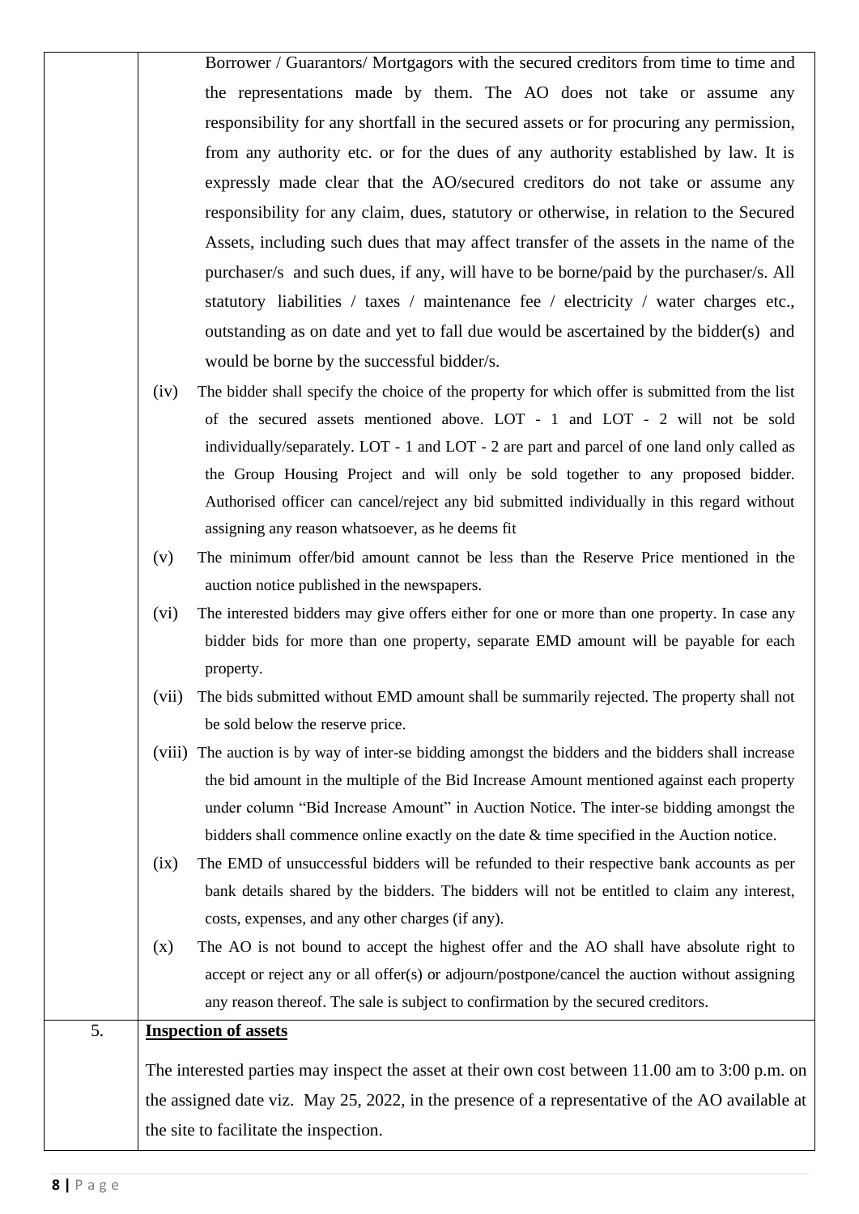| | |
|---|---|
| | Borrower / Guarantors/ Mortgagors with the secured creditors from time to time and the representations made by them. The AO does not take or assume any responsibility for any shortfall in the secured assets or for procuring any permission, from any authority etc. or for the dues of any authority established by law. It is expressly made clear that the AO/secured creditors do not take or assume any responsibility for any claim, dues, statutory or otherwise, in relation to the Secured Assets, including such dues that may affect transfer of the assets in the name of the purchaser/s and such dues, if any, will have to be borne/paid by the purchaser/s. All statutory liabilities / taxes / maintenance fee / electricity / water charges etc., outstanding as on date and yet to fall due would be ascertained by the bidder(s) and would be borne by the successful bidder/s.<br>(iv) The bidder shall specify the choice of the property for which offer is submitted from the list of the secured assets mentioned above. LOT - 1 and LOT - 2 will not be sold individually/separately. LOT - 1 and LOT - 2 are part and parcel of one land only called as the Group Housing Project and will only be sold together to any proposed bidder. Authorised officer can cancel/reject any bid submitted individually in this regard without assigning any reason whatsoever, as he deems fit<br>(v) The minimum offer/bid amount cannot be less than the Reserve Price mentioned in the auction notice published in the newspapers.<br>(vi) The interested bidders may give offers either for one or more than one property. In case any bidder bids for more than one property, separate EMD amount will be payable for each property.<br>(vii) The bids submitted without EMD amount shall be summarily rejected. The property shall not be sold below the reserve price.<br>(viii) The auction is by way of inter-se bidding amongst the bidders and the bidders shall increase the bid amount in the multiple of the Bid Increase Amount mentioned against each property under column "Bid Increase Amount" in Auction Notice. The inter-se bidding amongst the bidders shall commence online exactly on the date & time specified in the Auction notice.<br>(ix) The EMD of unsuccessful bidders will be refunded to their respective bank accounts as per bank details shared by the bidders. The bidders will not be entitled to claim any interest, costs, expenses, and any other charges (if any).<br>(x) The AO is not bound to accept the highest offer and the AO shall have absolute right to accept or reject any or all offer(s) or adjourn/postpone/cancel the auction without assigning any reason thereof. The sale is subject to confirmation by the secured creditors. |
| 5. | **Inspection of assets**<br><br>The interested parties may inspect the asset at their own cost between 11.00 am to 3:00 p.m. on the assigned date viz. May 25, 2022, in the presence of a representative of the AO available at the site to facilitate the inspection. |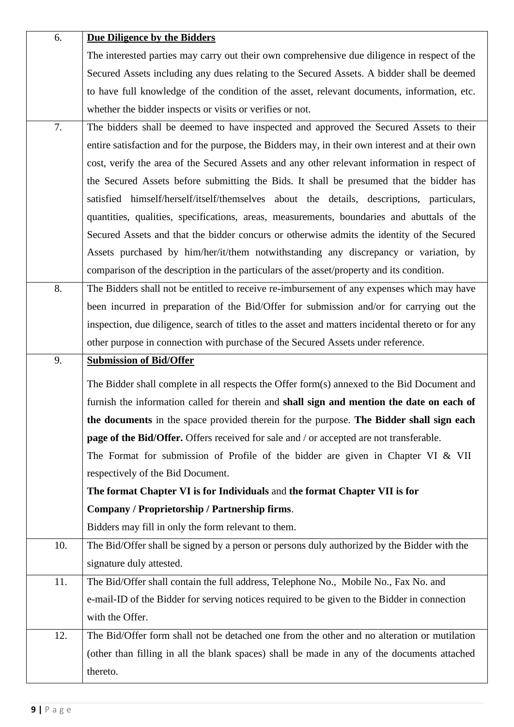| 6. | **<u>Due Diligence by the Bidders</u>**<br>The interested parties may carry out their own comprehensive due diligence in respect of the Secured Assets including any dues relating to the Secured Assets. A bidder shall be deemed to have full knowledge of the condition of the asset, relevant documents, information, etc. whether the bidder inspects or visits or verifies or not. |
|---|---|
| 7. | The bidders shall be deemed to have inspected and approved the Secured Assets to their entire satisfaction and for the purpose, the Bidders may, in their own interest and at their own cost, verify the area of the Secured Assets and any other relevant information in respect of the Secured Assets before submitting the Bids. It shall be presumed that the bidder has satisfied himself/herself/itself/themselves about the details, descriptions, particulars, quantities, qualities, specifications, areas, measurements, boundaries and abuttals of the Secured Assets and that the bidder concurs or otherwise admits the identity of the Secured Assets purchased by him/her/it/them notwithstanding any discrepancy or variation, by comparison of the description in the particulars of the asset/property and its condition. |
| 8. | The Bidders shall not be entitled to receive re-imbursement of any expenses which may have been incurred in preparation of the Bid/Offer for submission and/or for carrying out the inspection, due diligence, search of titles to the asset and matters incidental thereto or for any other purpose in connection with purchase of the Secured Assets under reference. |
| 9. | **<u>Submission of Bid/Offer</u>**<br>The Bidder shall complete in all respects the Offer form(s) annexed to the Bid Document and furnish the information called for therein and **shall sign and mention the date on each of the documents** in the space provided therein for the purpose. **The Bidder shall sign each page of the Bid/Offer.** Offers received for sale and / or accepted are not transferable.<br>The Format for submission of Profile of the bidder are given in Chapter VI & VII respectively of the Bid Document.<br>**The format Chapter VI is for Individuals** and **the format Chapter VII is for Company / Proprietorship / Partnership firms**.<br>Bidders may fill in only the form relevant to them. |
| 10. | The Bid/Offer shall be signed by a person or persons duly authorized by the Bidder with the signature duly attested. |
| 11. | The Bid/Offer shall contain the full address, Telephone No., Mobile No., Fax No. and e-mail-ID of the Bidder for serving notices required to be given to the Bidder in connection with the Offer. |
| 12. | The Bid/Offer form shall not be detached one from the other and no alteration or mutilation (other than filling in all the blank spaces) shall be made in any of the documents attached thereto. |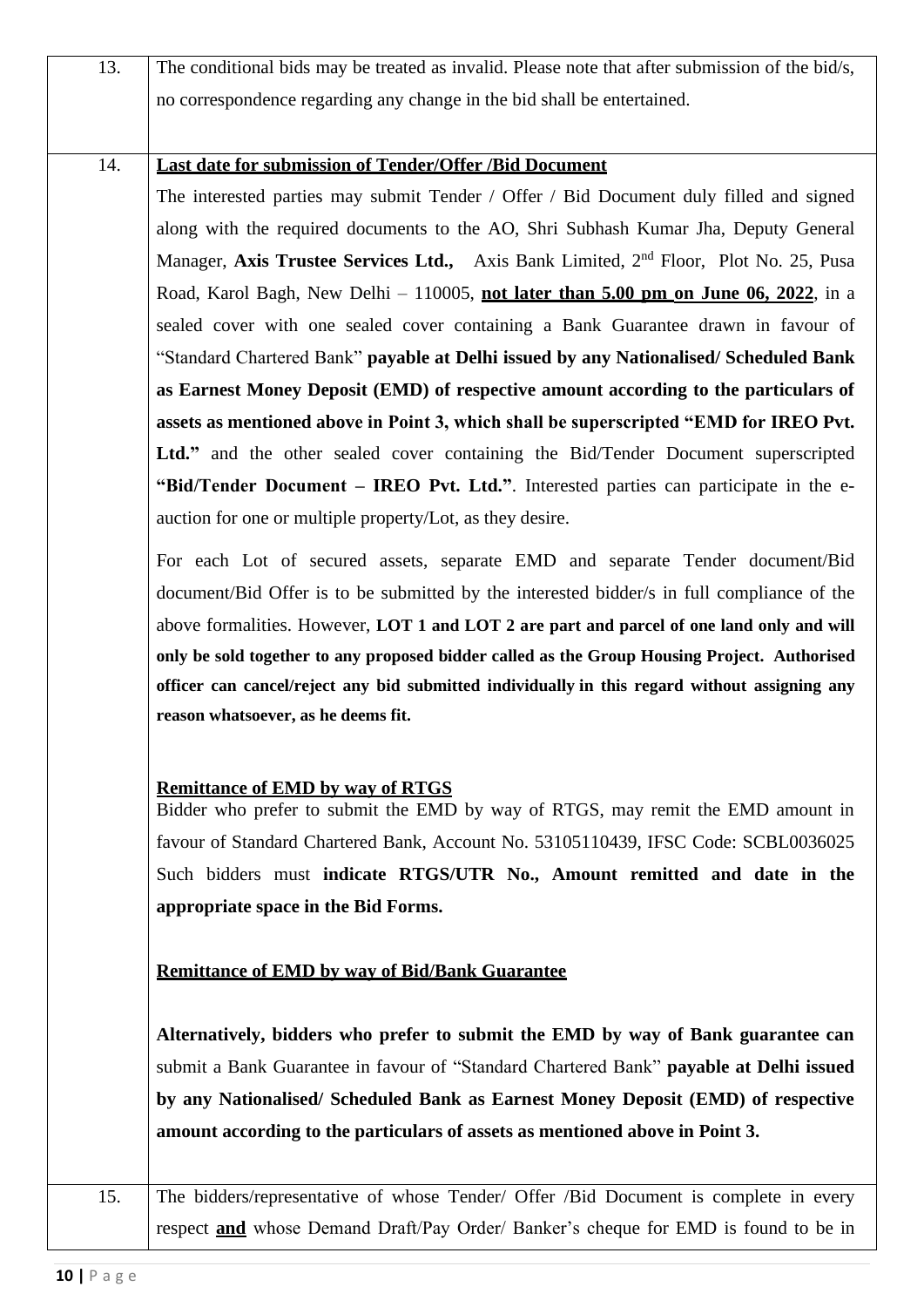| | |
|---|---|
| 13. | The conditional bids may be treated as invalid. Please note that after submission of the bid/s, no correspondence regarding any change in the bid shall be entertained. |
| 14. | **<u>Last date for submission of Tender/Offer /Bid Document</u>**<br>The interested parties may submit Tender / Offer / Bid Document duly filled and signed along with the required documents to the AO, Shri Subhash Kumar Jha, Deputy General Manager, **Axis Trustee Services Ltd.,** Axis Bank Limited, 2[nd] Floor, Plot No. 25, Pusa Road, Karol Bagh, New Delhi – 110005, **<u>not later than 5.00 pm on June 06, 2022</u>**, in a sealed cover with one sealed cover containing a Bank Guarantee drawn in favour of "Standard Chartered Bank" **payable at Delhi issued by any Nationalised/ Scheduled Bank as Earnest Money Deposit (EMD) of respective amount according to the particulars of assets as mentioned above in Point 3, which shall be superscripted "EMD for IREO Pvt. Ltd."** and the other sealed cover containing the Bid/Tender Document superscripted **"Bid/Tender Document – IREO Pvt. Ltd."**. Interested parties can participate in the e-auction for one or multiple property/Lot, as they desire.<br><br>For each Lot of secured assets, separate EMD and separate Tender document/Bid document/Bid Offer is to be submitted by the interested bidder/s in full compliance of the above formalities. However, **LOT 1 and LOT 2 are part and parcel of one land only and will only be sold together to any proposed bidder called as the Group Housing Project. Authorised officer can cancel/reject any bid submitted individually in this regard without assigning any reason whatsoever, as he deems fit.**<br><br>**<u>Remittance of EMD by way of RTGS</u>**<br>Bidder who prefer to submit the EMD by way of RTGS, may remit the EMD amount in favour of Standard Chartered Bank, Account No. 53105110439, IFSC Code: SCBL0036025 Such bidders must **indicate RTGS/UTR No., Amount remitted and date in the appropriate space in the Bid Forms.**<br><br>**<u>Remittance of EMD by way of Bid/Bank Guarantee</u>**<br><br>**Alternatively, bidders who prefer to submit the EMD by way of Bank guarantee can** submit a Bank Guarantee in favour of "Standard Chartered Bank" **payable at Delhi issued by any Nationalised/ Scheduled Bank as Earnest Money Deposit (EMD) of respective amount according to the particulars of assets as mentioned above in Point 3.** |
| 15. | The bidders/representative of whose Tender/ Offer /Bid Document is complete in every respect **<u>and</u>** whose Demand Draft/Pay Order/ Banker's cheque for EMD is found to be in |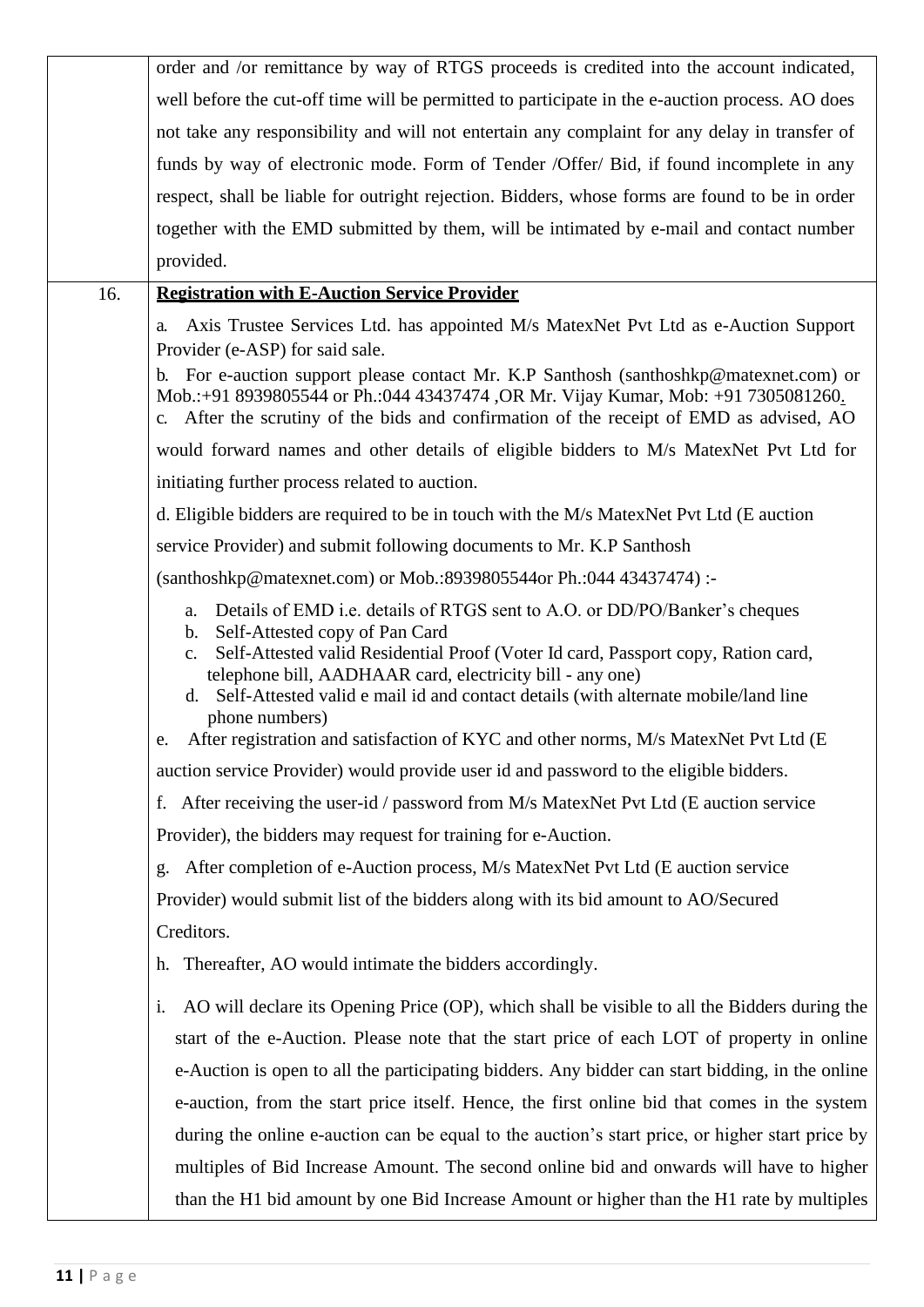|  |  |
|---|---|
|  | order and /or remittance by way of RTGS proceeds is credited into the account indicated, well before the cut-off time will be permitted to participate in the e-auction process. AO does not take any responsibility and will not entertain any complaint for any delay in transfer of funds by way of electronic mode. Form of Tender /Offer/ Bid, if found incomplete in any respect, shall be liable for outright rejection. Bidders, whose forms are found to be in order together with the EMD submitted by them, will be intimated by e-mail and contact number provided. |
| 16. | **Registration with E-Auction Service Provider**<br><br>a. Axis Trustee Services Ltd. has appointed M/s MatexNet Pvt Ltd as e-Auction Support Provider (e-ASP) for said sale.<br>b. For e-auction support please contact Mr. K.P Santhosh (santhoshkp@matexnet.com) or Mob.:+91 8939805544 or Ph.:044 43437474 ,OR Mr. Vijay Kumar, Mob: +91 7305081260.<br>c. After the scrutiny of the bids and confirmation of the receipt of EMD as advised, AO would forward names and other details of eligible bidders to M/s MatexNet Pvt Ltd for initiating further process related to auction.<br>d. Eligible bidders are required to be in touch with the M/s MatexNet Pvt Ltd (E auction service Provider) and submit following documents to Mr. K.P Santhosh (santhoshkp@matexnet.com) or Mob.:8939805544or Ph.:044 43437474) :-<br>a. Details of EMD i.e. details of RTGS sent to A.O. or DD/PO/Banker's cheques<br>b. Self-Attested copy of Pan Card<br>c. Self-Attested valid Residential Proof (Voter Id card, Passport copy, Ration card, telephone bill, AADHAAR card, electricity bill - any one)<br>d. Self-Attested valid e mail id and contact details (with alternate mobile/land line phone numbers)<br>e. After registration and satisfaction of KYC and other norms, M/s MatexNet Pvt Ltd (E auction service Provider) would provide user id and password to the eligible bidders.<br>f. After receiving the user-id / password from M/s MatexNet Pvt Ltd (E auction service Provider), the bidders may request for training for e-Auction.<br>g. After completion of e-Auction process, M/s MatexNet Pvt Ltd (E auction service Provider) would submit list of the bidders along with its bid amount to AO/Secured Creditors.<br>h. Thereafter, AO would intimate the bidders accordingly.<br><br>i. AO will declare its Opening Price (OP), which shall be visible to all the Bidders during the start of the e-Auction. Please note that the start price of each LOT of property in online e-Auction is open to all the participating bidders. Any bidder can start bidding, in the online e-auction, from the start price itself. Hence, the first online bid that comes in the system during the online e-auction can be equal to the auction's start price, or higher start price by multiples of Bid Increase Amount. The second online bid and onwards will have to higher than the H1 bid amount by one Bid Increase Amount or higher than the H1 rate by multiples |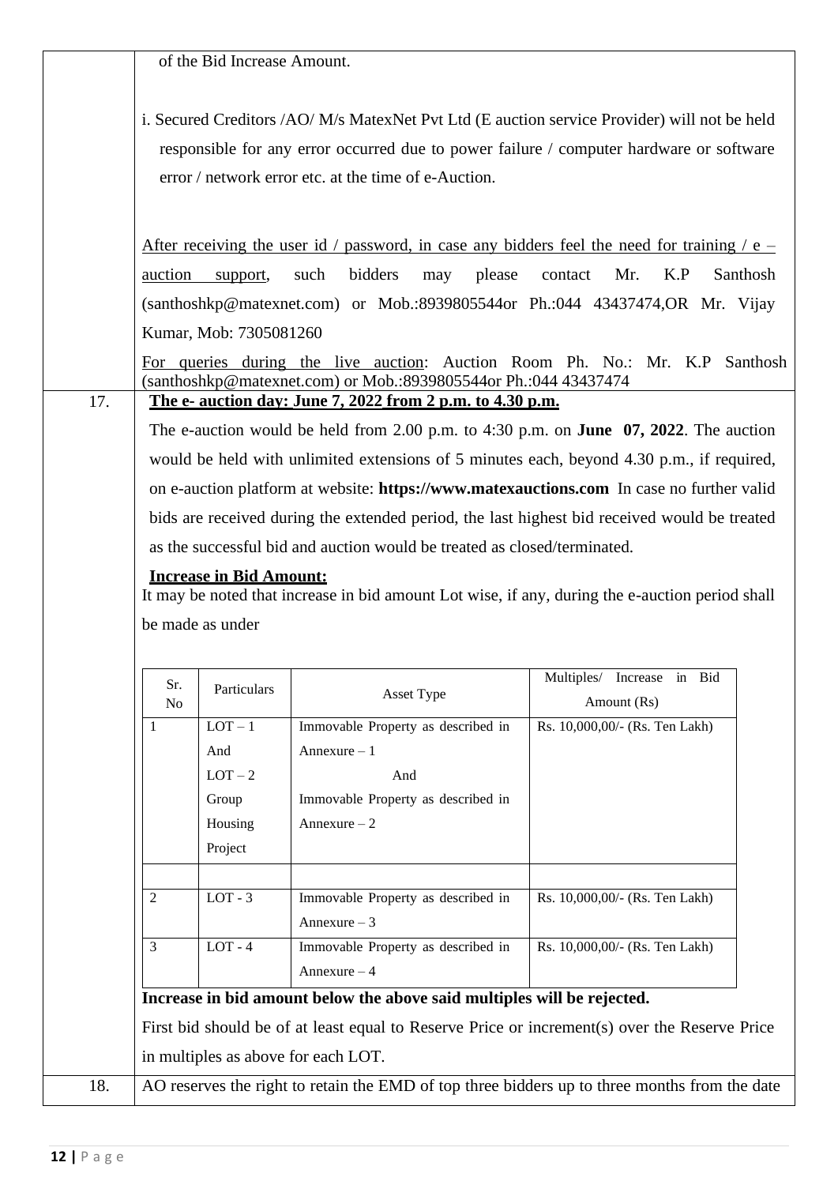of the Bid Increase Amount.

i. Secured Creditors /AO/ M/s MatexNet Pvt Ltd (E auction service Provider) will not be held responsible for any error occurred due to power failure / computer hardware or software error / network error etc. at the time of e-Auction.

After receiving the user id / password, in case any bidders feel the need for training / e – auction support, such bidders may please contact Mr. K.P Santhosh (santhoshkp@matexnet.com) or Mob.:8939805544or Ph.:044 43437474,OR Mr. Vijay Kumar, Mob: 7305081260

For queries during the live auction: Auction Room Ph. No.: Mr. K.P Santhosh (santhoshkp@matexnet.com) or Mob.:8939805544or Ph.:044 43437474

17. **The e- auction day: June 7, 2022 from 2 p.m. to 4.30 p.m.**

The e-auction would be held from 2.00 p.m. to 4:30 p.m. on **June 07, 2022**. The auction would be held with unlimited extensions of 5 minutes each, beyond 4.30 p.m., if required, on e-auction platform at website: **https://www.matexauctions.com** In case no further valid bids are received during the extended period, the last highest bid received would be treated as the successful bid and auction would be treated as closed/terminated.

**Increase in Bid Amount:**

It may be noted that increase in bid amount Lot wise, if any, during the e-auction period shall be made as under

| Sr. No | Particulars | Asset Type | Multiples/ Increase in Bid Amount (Rs) |
|---|---|---|---|
| 1 | LOT – 1 And LOT – 2 Group Housing Project | Immovable Property as described in Annexure – 1 And Immovable Property as described in Annexure – 2 | Rs. 10,000,00/- (Rs. Ten Lakh) |
| | | | |
| 2 | LOT - 3 | Immovable Property as described in Annexure – 3 | Rs. 10,000,00/- (Rs. Ten Lakh) |
| 3 | LOT - 4 | Immovable Property as described in Annexure – 4 | Rs. 10,000,00/- (Rs. Ten Lakh) |

**Increase in bid amount below the above said multiples will be rejected.**

First bid should be of at least equal to Reserve Price or increment(s) over the Reserve Price in multiples as above for each LOT.

18. AO reserves the right to retain the EMD of top three bidders up to three months from the date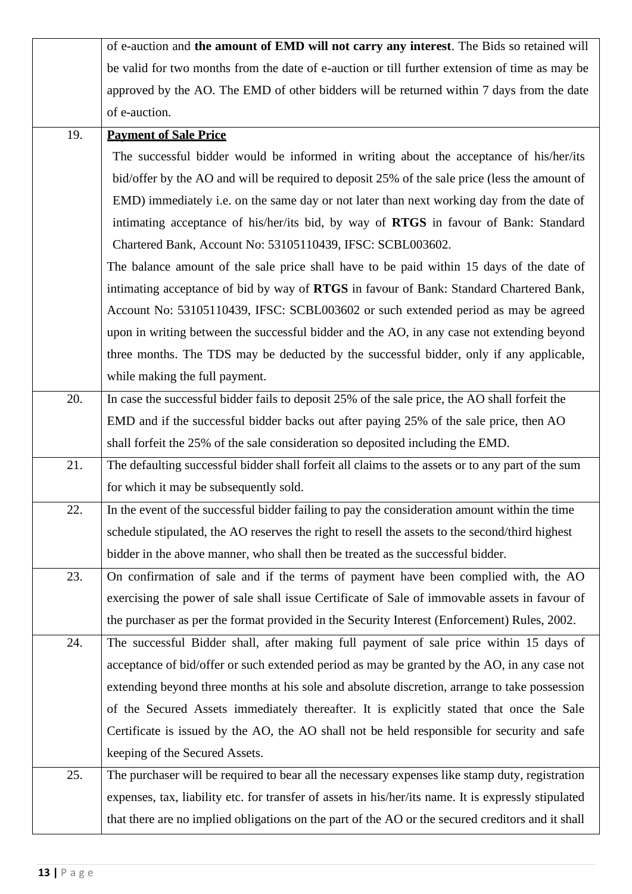| | |
|---|---|
| | of e-auction and **the amount of EMD will not carry any interest**. The Bids so retained will be valid for two months from the date of e-auction or till further extension of time as may be approved by the AO. The EMD of other bidders will be returned within 7 days from the date of e-auction. |
| 19. | **Payment of Sale Price**<br>The successful bidder would be informed in writing about the acceptance of his/her/its bid/offer by the AO and will be required to deposit 25% of the sale price (less the amount of EMD) immediately i.e. on the same day or not later than next working day from the date of intimating acceptance of his/her/its bid, by way of **RTGS** in favour of Bank: Standard Chartered Bank, Account No: 53105110439, IFSC: SCBL003602.<br>The balance amount of the sale price shall have to be paid within 15 days of the date of intimating acceptance of bid by way of **RTGS** in favour of Bank: Standard Chartered Bank, Account No: 53105110439, IFSC: SCBL003602 or such extended period as may be agreed upon in writing between the successful bidder and the AO, in any case not extending beyond three months. The TDS may be deducted by the successful bidder, only if any applicable, while making the full payment. |
| 20. | In case the successful bidder fails to deposit 25% of the sale price, the AO shall forfeit the EMD and if the successful bidder backs out after paying 25% of the sale price, then AO shall forfeit the 25% of the sale consideration so deposited including the EMD. |
| 21. | The defaulting successful bidder shall forfeit all claims to the assets or to any part of the sum for which it may be subsequently sold. |
| 22. | In the event of the successful bidder failing to pay the consideration amount within the time schedule stipulated, the AO reserves the right to resell the assets to the second/third highest bidder in the above manner, who shall then be treated as the successful bidder. |
| 23. | On confirmation of sale and if the terms of payment have been complied with, the AO exercising the power of sale shall issue Certificate of Sale of immovable assets in favour of the purchaser as per the format provided in the Security Interest (Enforcement) Rules, 2002. |
| 24. | The successful Bidder shall, after making full payment of sale price within 15 days of acceptance of bid/offer or such extended period as may be granted by the AO, in any case not extending beyond three months at his sole and absolute discretion, arrange to take possession of the Secured Assets immediately thereafter. It is explicitly stated that once the Sale Certificate is issued by the AO, the AO shall not be held responsible for security and safe keeping of the Secured Assets. |
| 25. | The purchaser will be required to bear all the necessary expenses like stamp duty, registration expenses, tax, liability etc. for transfer of assets in his/her/its name. It is expressly stipulated that there are no implied obligations on the part of the AO or the secured creditors and it shall |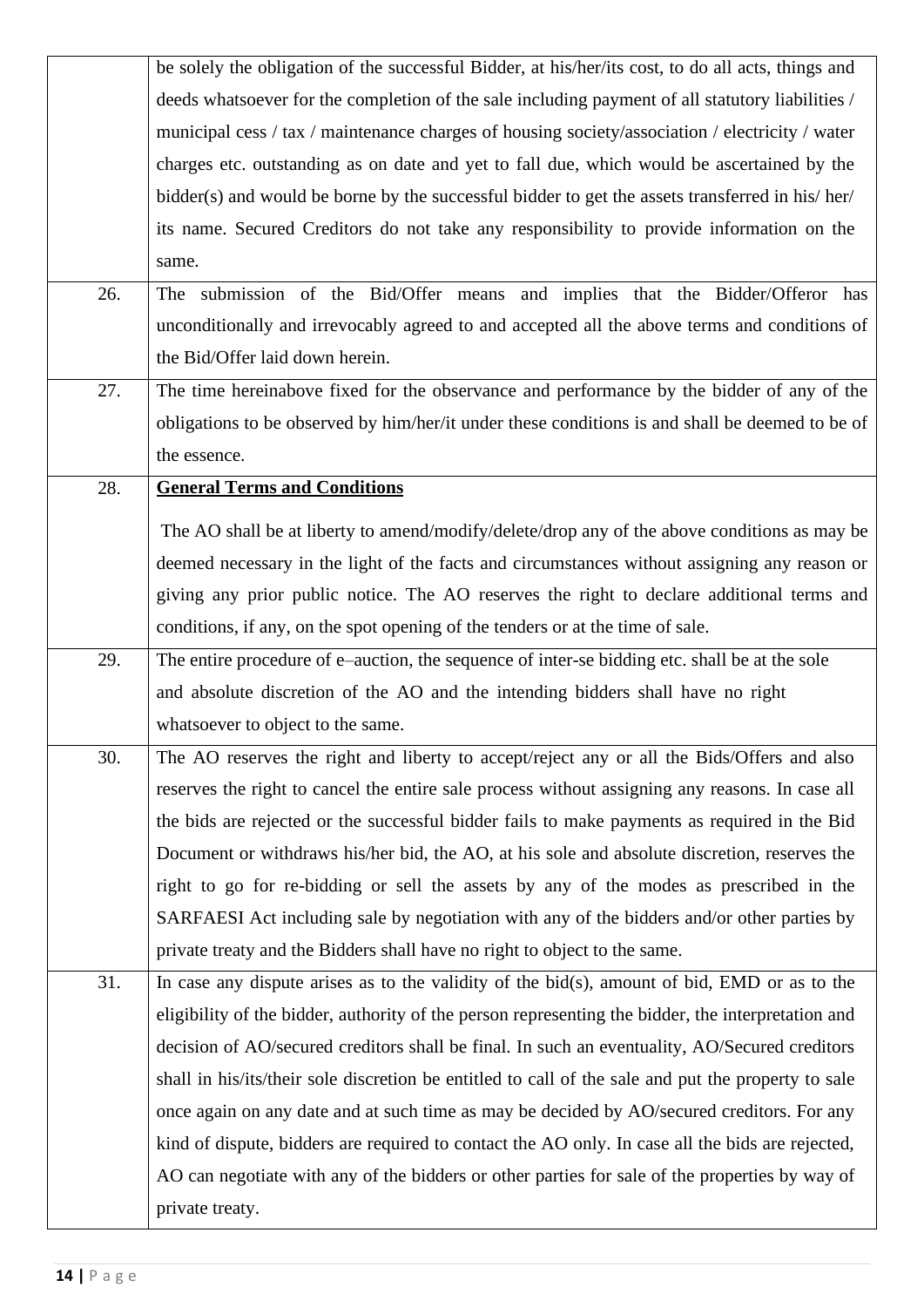| | |
|---|---|
| | be solely the obligation of the successful Bidder, at his/her/its cost, to do all acts, things and deeds whatsoever for the completion of the sale including payment of all statutory liabilities / municipal cess / tax / maintenance charges of housing society/association / electricity / water charges etc. outstanding as on date and yet to fall due, which would be ascertained by the bidder(s) and would be borne by the successful bidder to get the assets transferred in his/ her/ its name. Secured Creditors do not take any responsibility to provide information on the same. |
| 26. | The submission of the Bid/Offer means and implies that the Bidder/Offeror has unconditionally and irrevocably agreed to and accepted all the above terms and conditions of the Bid/Offer laid down herein. |
| 27. | The time hereinabove fixed for the observance and performance by the bidder of any of the obligations to be observed by him/her/it under these conditions is and shall be deemed to be of the essence. |
| 28. | **General Terms and Conditions**<br><br>The AO shall be at liberty to amend/modify/delete/drop any of the above conditions as may be deemed necessary in the light of the facts and circumstances without assigning any reason or giving any prior public notice. The AO reserves the right to declare additional terms and conditions, if any, on the spot opening of the tenders or at the time of sale. |
| 29. | The entire procedure of e–auction, the sequence of inter-se bidding etc. shall be at the sole and absolute discretion of the AO and the intending bidders shall have no right whatsoever to object to the same. |
| 30. | The AO reserves the right and liberty to accept/reject any or all the Bids/Offers and also reserves the right to cancel the entire sale process without assigning any reasons. In case all the bids are rejected or the successful bidder fails to make payments as required in the Bid Document or withdraws his/her bid, the AO, at his sole and absolute discretion, reserves the right to go for re-bidding or sell the assets by any of the modes as prescribed in the SARFAESI Act including sale by negotiation with any of the bidders and/or other parties by private treaty and the Bidders shall have no right to object to the same. |
| 31. | In case any dispute arises as to the validity of the bid(s), amount of bid, EMD or as to the eligibility of the bidder, authority of the person representing the bidder, the interpretation and decision of AO/secured creditors shall be final. In such an eventuality, AO/Secured creditors shall in his/its/their sole discretion be entitled to call of the sale and put the property to sale once again on any date and at such time as may be decided by AO/secured creditors. For any kind of dispute, bidders are required to contact the AO only. In case all the bids are rejected, AO can negotiate with any of the bidders or other parties for sale of the properties by way of private treaty. |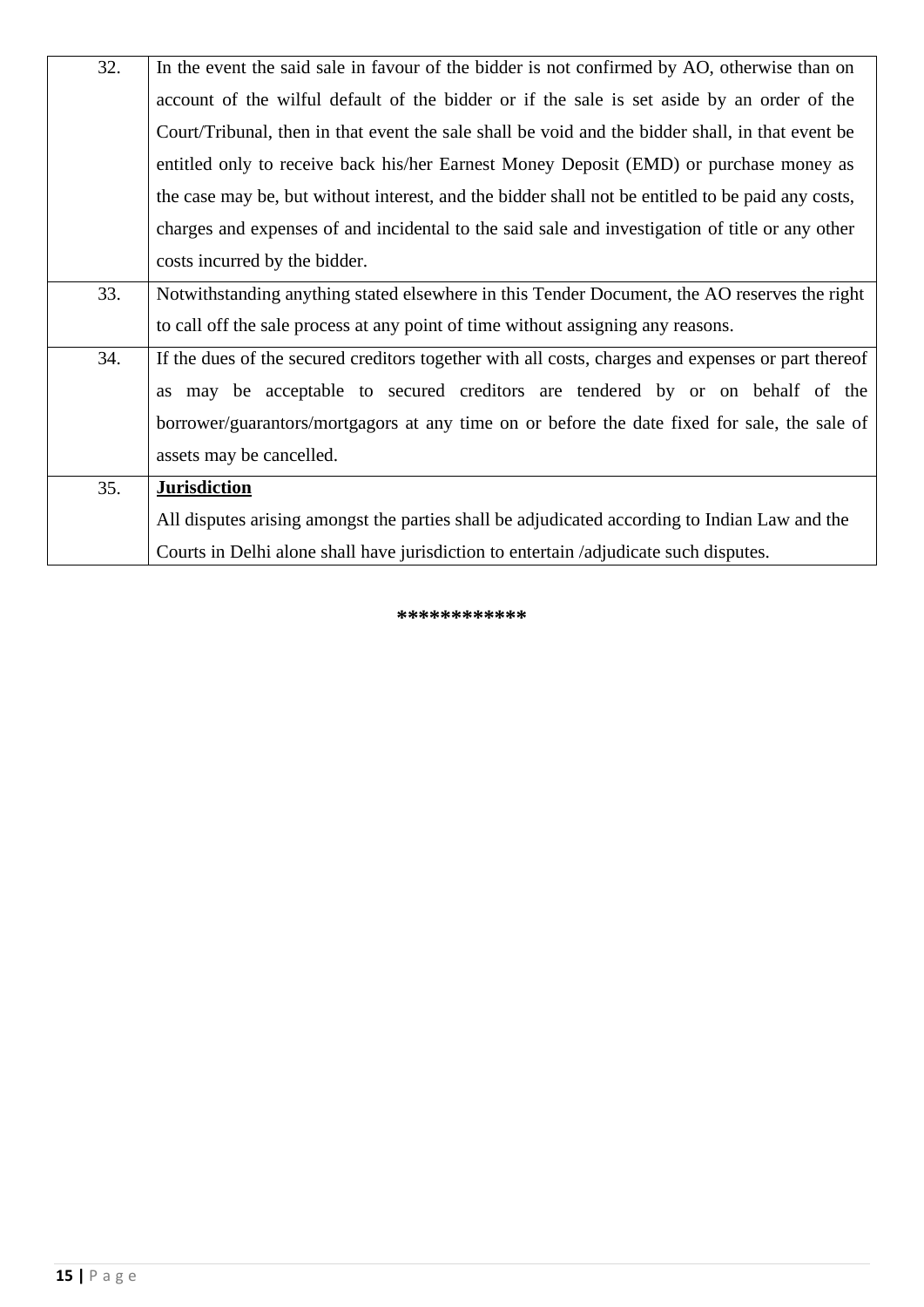| | |
|---|---|
| 32. | In the event the said sale in favour of the bidder is not confirmed by AO, otherwise than on account of the wilful default of the bidder or if the sale is set aside by an order of the Court/Tribunal, then in that event the sale shall be void and the bidder shall, in that event be entitled only to receive back his/her Earnest Money Deposit (EMD) or purchase money as the case may be, but without interest, and the bidder shall not be entitled to be paid any costs, charges and expenses of and incidental to the said sale and investigation of title or any other costs incurred by the bidder. |
| 33. | Notwithstanding anything stated elsewhere in this Tender Document, the AO reserves the right to call off the sale process at any point of time without assigning any reasons. |
| 34. | If the dues of the secured creditors together with all costs, charges and expenses or part thereof as may be acceptable to secured creditors are tendered by or on behalf of the borrower/guarantors/mortgagors at any time on or before the date fixed for sale, the sale of assets may be cancelled. |
| 35. | **Jurisdiction**<br>All disputes arising amongst the parties shall be adjudicated according to Indian Law and the Courts in Delhi alone shall have jurisdiction to entertain /adjudicate such disputes. |

************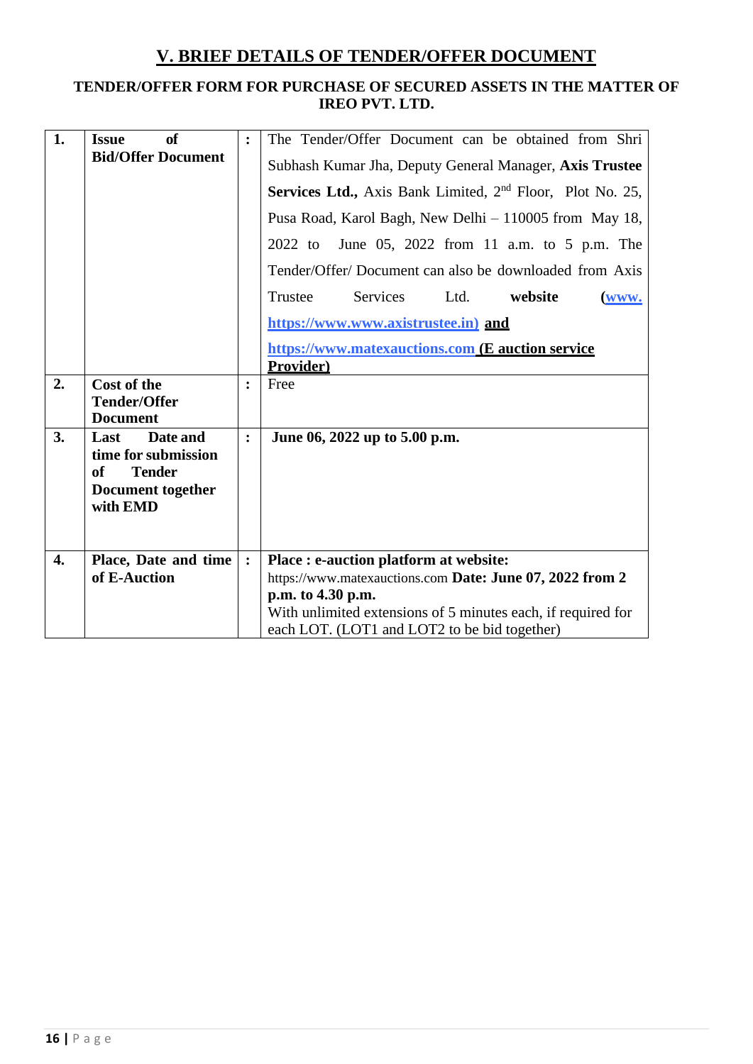## V. BRIEF DETAILS OF TENDER/OFFER DOCUMENT

### TENDER/OFFER FORM FOR PURCHASE OF SECURED ASSETS IN THE MATTER OF IREO PVT. LTD.

| | | | |
|---|---|---|---|
| **1.** | **Issue of Bid/Offer Document** | **:** | The Tender/Offer Document can be obtained from Shri Subhash Kumar Jha, Deputy General Manager, **Axis Trustee Services Ltd.,** Axis Bank Limited, 2nd Floor, Plot No. 25, Pusa Road, Karol Bagh, New Delhi – 110005 from May 18, 2022 to June 05, 2022 from 11 a.m. to 5 p.m. The Tender/Offer/ Document can also be downloaded from Axis Trustee Services Ltd. **website** **(www. https://www.www.axistrustee.in) and https://www.matexauctions.com (E auction service Provider)** |
| **2.** | **Cost of the Tender/Offer Document** | **:** | Free |
| **3.** | **Last Date and time for submission of Tender Document together with EMD** | **:** | **June 06, 2022 up to 5.00 p.m.** |
| **4.** | **Place, Date and time of E-Auction** | **:** | **Place : e-auction platform at website:** https://www.matexauctions.com **Date: June 07, 2022 from 2 p.m. to 4.30 p.m.** With unlimited extensions of 5 minutes each, if required for each LOT. (LOT1 and LOT2 to be bid together) |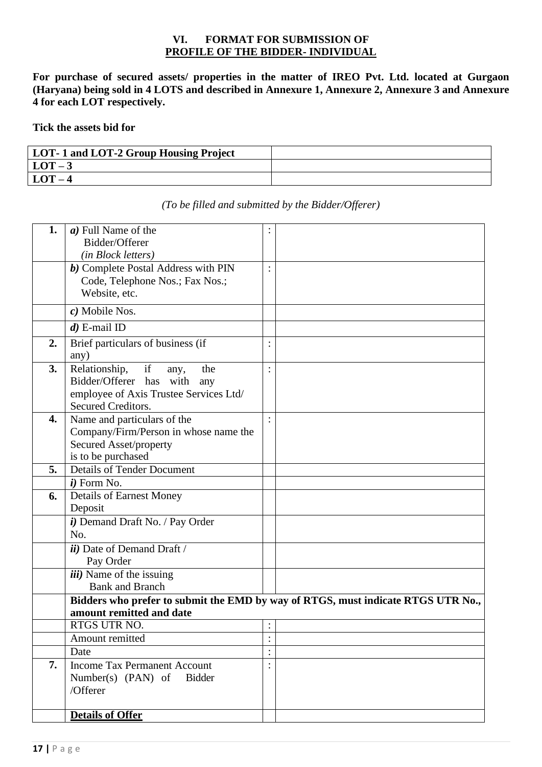## VI. FORMAT FOR SUBMISSION OF PROFILE OF THE BIDDER- INDIVIDUAL

**For purchase of secured assets/ properties in the matter of IREO Pvt. Ltd. located at Gurgaon (Haryana) being sold in 4 LOTS and described in Annexure 1, Annexure 2, Annexure 3 and Annexure 4 for each LOT respectively.**

**Tick the assets bid for**

| **LOT- 1 and LOT-2 Group Housing Project** | |
|---|---|
| **LOT – 3** | |
| **LOT – 4** | |

*(To be filled and submitted by the Bidder/Offerer)*

| | | | |
|---|---|---|---|
| **1.** | ***a)*** Full Name of the Bidder/Offerer *(in Block letters)* | : | |
| | ***b)*** Complete Postal Address with PIN Code, Telephone Nos.; Fax Nos.; Website, etc. | : | |
| | ***c)*** Mobile Nos. | | |
| | ***d)*** E-mail ID | | |
| **2.** | Brief particulars of business (if any) | : | |
| **3.** | Relationship, if any, the Bidder/Offerer has with any employee of Axis Trustee Services Ltd/ Secured Creditors. | : | |
| **4.** | Name and particulars of the Company/Firm/Person in whose name the Secured Asset/property is to be purchased | : | |
| **5.** | Details of Tender Document | | |
| | ***i)*** Form No. | | |
| **6.** | Details of Earnest Money Deposit | | |
| | ***i)*** Demand Draft No. / Pay Order No. | | |
| | ***ii)*** Date of Demand Draft / Pay Order | | |
| | ***iii)*** Name of the issuing Bank and Branch | | |
| | **Bidders who prefer to submit the EMD by way of RTGS, must indicate RTGS UTR No., amount remitted and date** | | |
| | RTGS UTR NO. | : | |
| | Amount remitted | : | |
| | Date | : | |
| **7.** | Income Tax Permanent Account Number(s) (PAN) of Bidder /Offerer | : | |
| | **Details of Offer** | | |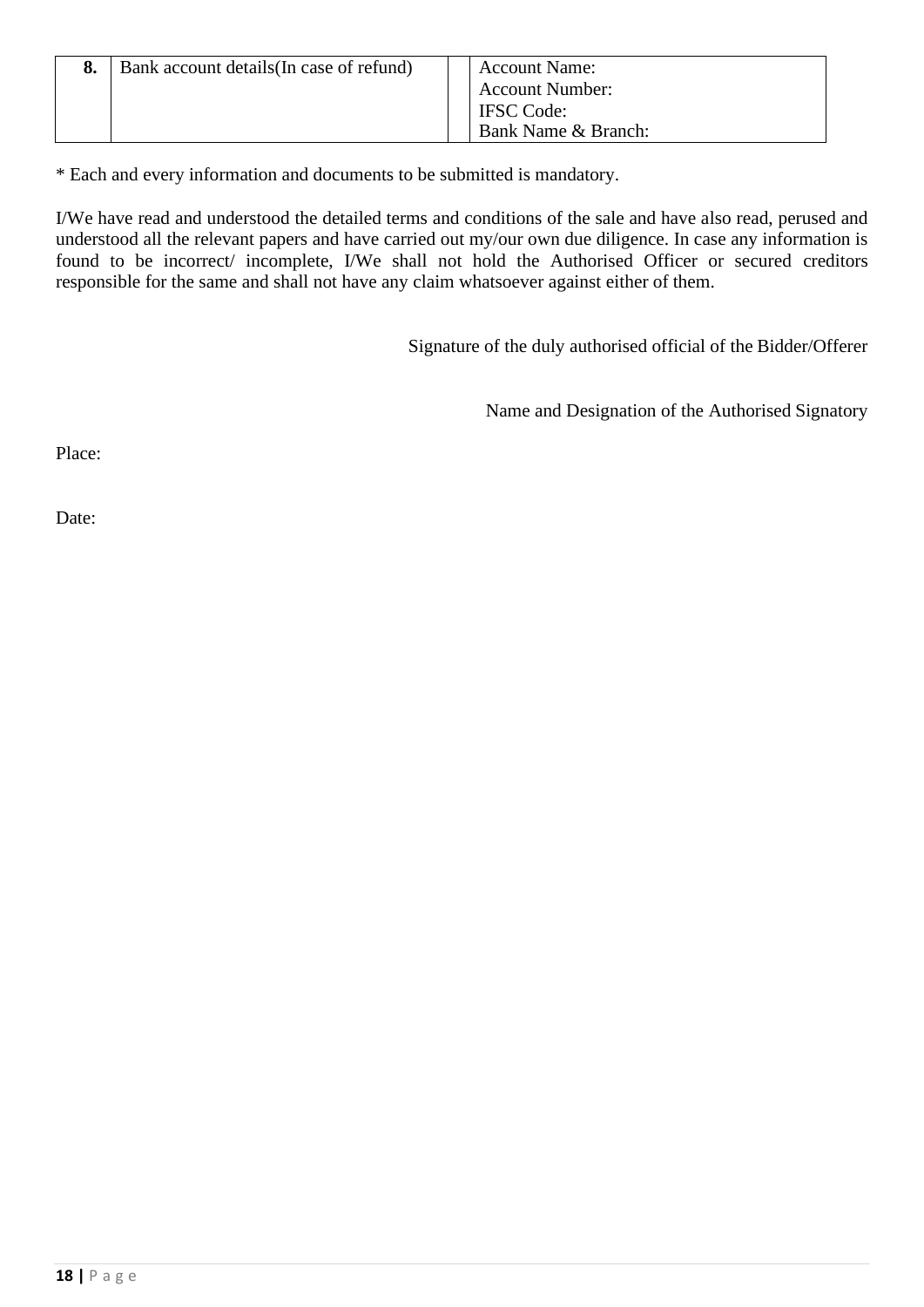| 8. | Bank account details(In case of refund) | | Account Name:<br>Account Number:<br>IFSC Code:<br>Bank Name & Branch: |
|---|---|---|---|

* Each and every information and documents to be submitted is mandatory.

I/We have read and understood the detailed terms and conditions of the sale and have also read, perused and understood all the relevant papers and have carried out my/our own due diligence. In case any information is found to be incorrect/ incomplete, I/We shall not hold the Authorised Officer or secured creditors responsible for the same and shall not have any claim whatsoever against either of them.

Signature of the duly authorised official of the Bidder/Offerer

Name and Designation of the Authorised Signatory

Place:

Date: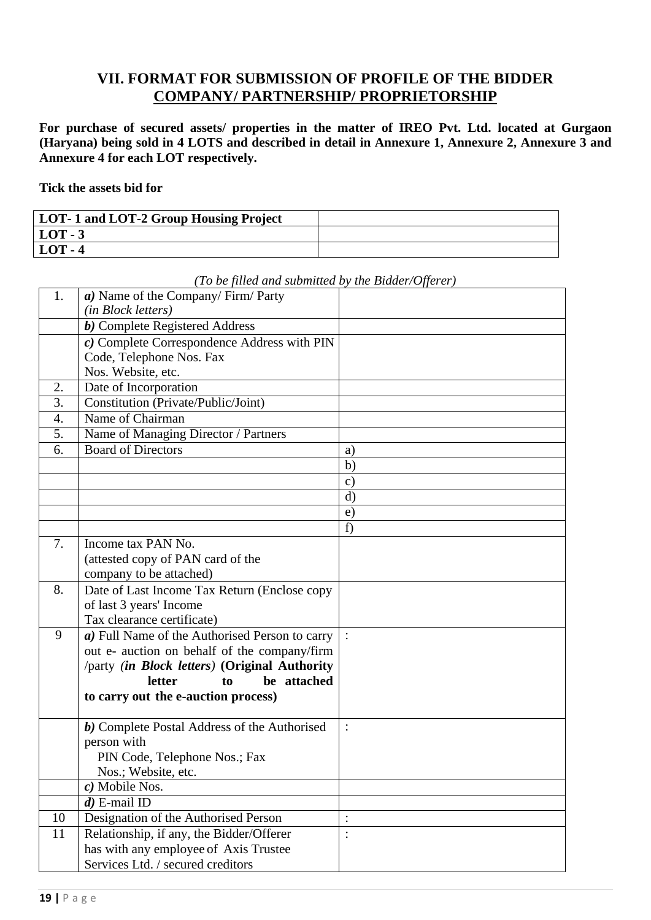## VII. FORMAT FOR SUBMISSION OF PROFILE OF THE BIDDER COMPANY/ PARTNERSHIP/ PROPRIETORSHIP

**For purchase of secured assets/ properties in the matter of IREO Pvt. Ltd. located at Gurgaon (Haryana) being sold in 4 LOTS and described in detail in Annexure 1, Annexure 2, Annexure 3 and Annexure 4 for each LOT respectively.**

**Tick the assets bid for**

| | |
|---|---|
| **LOT- 1 and LOT-2 Group Housing Project** | |
| **LOT - 3** | |
| **LOT - 4** | |

*(To be filled and submitted by the Bidder/Offerer)*

| | | |
|---|---|---|
| 1. | ***a)*** Name of the Company/ Firm/ Party *(in Block letters)* | |
| | ***b)*** Complete Registered Address | |
| | ***c)*** Complete Correspondence Address with PIN Code, Telephone Nos. Fax Nos. Website, etc. | |
| 2. | Date of Incorporation | |
| 3. | Constitution (Private/Public/Joint) | |
| 4. | Name of Chairman | |
| 5. | Name of Managing Director / Partners | |
| 6. | Board of Directors | a) |
| | | b) |
| | | c) |
| | | d) |
| | | e) |
| | | f) |
| 7. | Income tax PAN No. (attested copy of PAN card of the company to be attached) | |
| 8. | Date of Last Income Tax Return (Enclose copy of last 3 years' Income Tax clearance certificate) | |
| 9 | ***a)*** Full Name of the Authorised Person to carry out e- auction on behalf of the company/firm /party ***(in Block letters)*** **(Original Authority letter to be attached to carry out the e-auction process)** | : |
| | ***b)*** Complete Postal Address of the Authorised person with PIN Code, Telephone Nos.; Fax Nos.; Website, etc. | : |
| | ***c)*** Mobile Nos. | |
| | ***d)*** E-mail ID | |
| 10 | Designation of the Authorised Person | : |
| 11 | Relationship, if any, the Bidder/Offerer has with any employee of Axis Trustee Services Ltd. / secured creditors | : |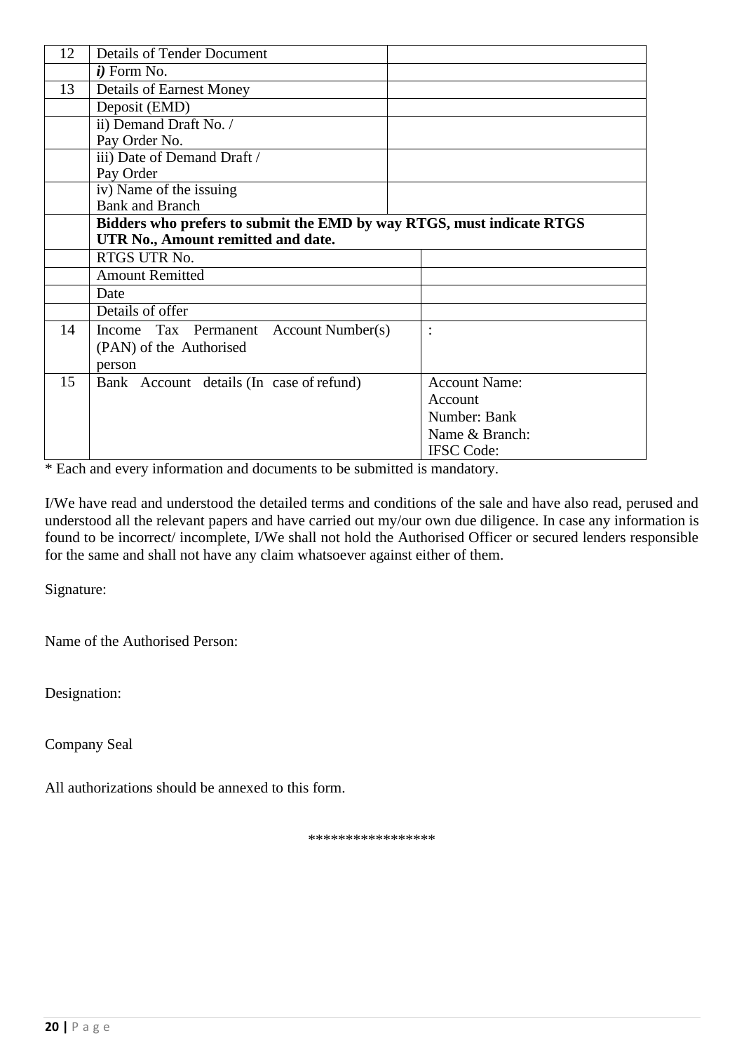| 12 | Details of Tender Document | |
|---|---|---|
| | *i)* Form No. | |
| 13 | Details of Earnest Money | |
| | Deposit (EMD) | |
| | ii) Demand Draft No. / Pay Order No. | |
| | iii) Date of Demand Draft / Pay Order | |
| | iv) Name of the issuing Bank and Branch | |
| | **Bidders who prefers to submit the EMD by way RTGS, must indicate RTGS UTR No., Amount remitted and date.** | |
| | RTGS UTR No. | |
| | Amount Remitted | |
| | Date | |
| | Details of offer | |
| 14 | Income Tax Permanent Account Number(s) (PAN) of the Authorised person | : |
| 15 | Bank Account details (In case of refund) | Account Name: Account Number: Bank Name & Branch: IFSC Code: |

* Each and every information and documents to be submitted is mandatory.

I/We have read and understood the detailed terms and conditions of the sale and have also read, perused and understood all the relevant papers and have carried out my/our own due diligence. In case any information is found to be incorrect/ incomplete, I/We shall not hold the Authorised Officer or secured lenders responsible for the same and shall not have any claim whatsoever against either of them.

Signature:

Name of the Authorised Person:

Designation:

Company Seal

All authorizations should be annexed to this form.

*****************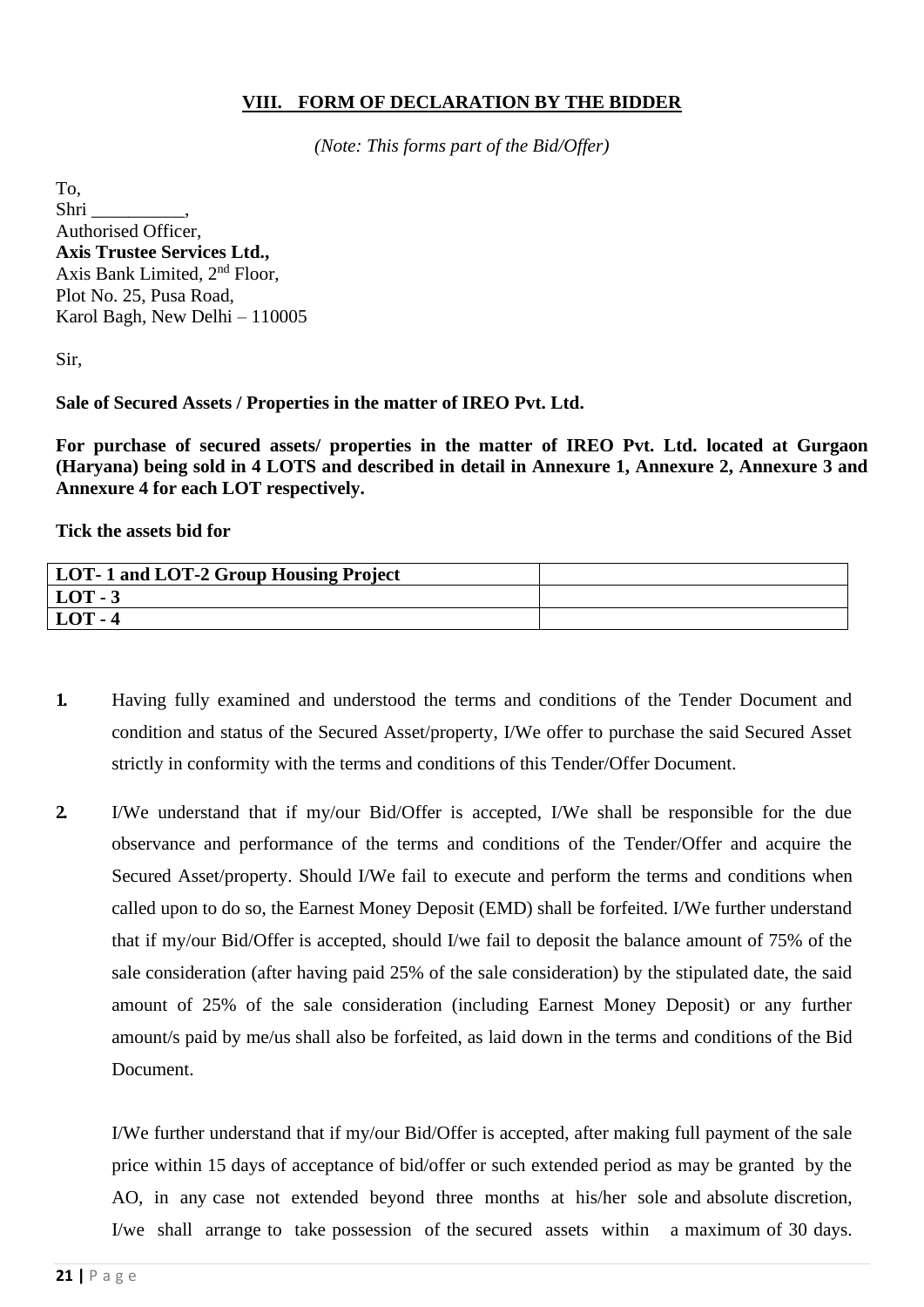## VIII. FORM OF DECLARATION BY THE BIDDER

*(Note: This forms part of the Bid/Offer)*

To,
Shri __________,
Authorised Officer,
**Axis Trustee Services Ltd.,**
Axis Bank Limited, 2nd Floor,
Plot No. 25, Pusa Road,
Karol Bagh, New Delhi – 110005

Sir,

**Sale of Secured Assets / Properties in the matter of IREO Pvt. Ltd.**

**For purchase of secured assets/ properties in the matter of IREO Pvt. Ltd. located at Gurgaon (Haryana) being sold in 4 LOTS and described in detail in Annexure 1, Annexure 2, Annexure 3 and Annexure 4 for each LOT respectively.**

**Tick the assets bid for**

| | |
|---|---|
| **LOT- 1 and LOT-2 Group Housing Project** | |
| **LOT - 3** | |
| **LOT - 4** | |

1. Having fully examined and understood the terms and conditions of the Tender Document and condition and status of the Secured Asset/property, I/We offer to purchase the said Secured Asset strictly in conformity with the terms and conditions of this Tender/Offer Document.

2. I/We understand that if my/our Bid/Offer is accepted, I/We shall be responsible for the due observance and performance of the terms and conditions of the Tender/Offer and acquire the Secured Asset/property. Should I/We fail to execute and perform the terms and conditions when called upon to do so, the Earnest Money Deposit (EMD) shall be forfeited. I/We further understand that if my/our Bid/Offer is accepted, should I/we fail to deposit the balance amount of 75% of the sale consideration (after having paid 25% of the sale consideration) by the stipulated date, the said amount of 25% of the sale consideration (including Earnest Money Deposit) or any further amount/s paid by me/us shall also be forfeited, as laid down in the terms and conditions of the Bid Document.

   I/We further understand that if my/our Bid/Offer is accepted, after making full payment of the sale price within 15 days of acceptance of bid/offer or such extended period as may be granted by the AO, in any case not extended beyond three months at his/her sole and absolute discretion, I/we shall arrange to take possession of the secured assets within a maximum of 30 days.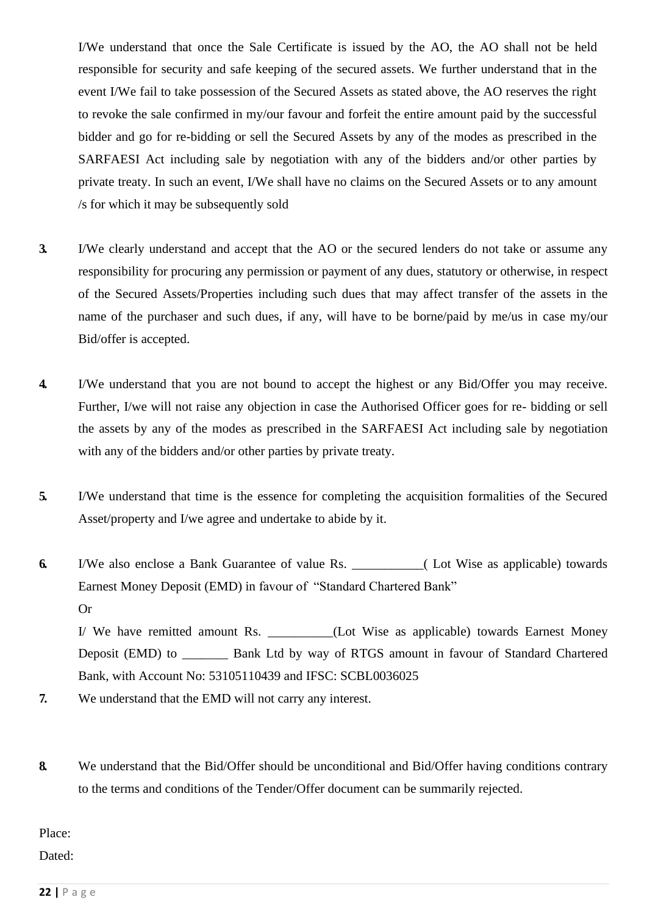I/We understand that once the Sale Certificate is issued by the AO, the AO shall not be held responsible for security and safe keeping of the secured assets. We further understand that in the event I/We fail to take possession of the Secured Assets as stated above, the AO reserves the right to revoke the sale confirmed in my/our favour and forfeit the entire amount paid by the successful bidder and go for re-bidding or sell the Secured Assets by any of the modes as prescribed in the SARFAESI Act including sale by negotiation with any of the bidders and/or other parties by private treaty. In such an event, I/We shall have no claims on the Secured Assets or to any amount /s for which it may be subsequently sold

**3.** I/We clearly understand and accept that the AO or the secured lenders do not take or assume any responsibility for procuring any permission or payment of any dues, statutory or otherwise, in respect of the Secured Assets/Properties including such dues that may affect transfer of the assets in the name of the purchaser and such dues, if any, will have to be borne/paid by me/us in case my/our Bid/offer is accepted.

**4.** I/We understand that you are not bound to accept the highest or any Bid/Offer you may receive. Further, I/we will not raise any objection in case the Authorised Officer goes for re- bidding or sell the assets by any of the modes as prescribed in the SARFAESI Act including sale by negotiation with any of the bidders and/or other parties by private treaty.

**5.** I/We understand that time is the essence for completing the acquisition formalities of the Secured Asset/property and I/we agree and undertake to abide by it.

**6.** I/We also enclose a Bank Guarantee of value Rs. ___________( Lot Wise as applicable) towards Earnest Money Deposit (EMD) in favour of "Standard Chartered Bank"

Or

I/ We have remitted amount Rs. __________(Lot Wise as applicable) towards Earnest Money Deposit (EMD) to _______ Bank Ltd by way of RTGS amount in favour of Standard Chartered Bank, with Account No: 53105110439 and IFSC: SCBL0036025

**7.** We understand that the EMD will not carry any interest.

**8.** We understand that the Bid/Offer should be unconditional and Bid/Offer having conditions contrary to the terms and conditions of the Tender/Offer document can be summarily rejected.

Place:

Dated: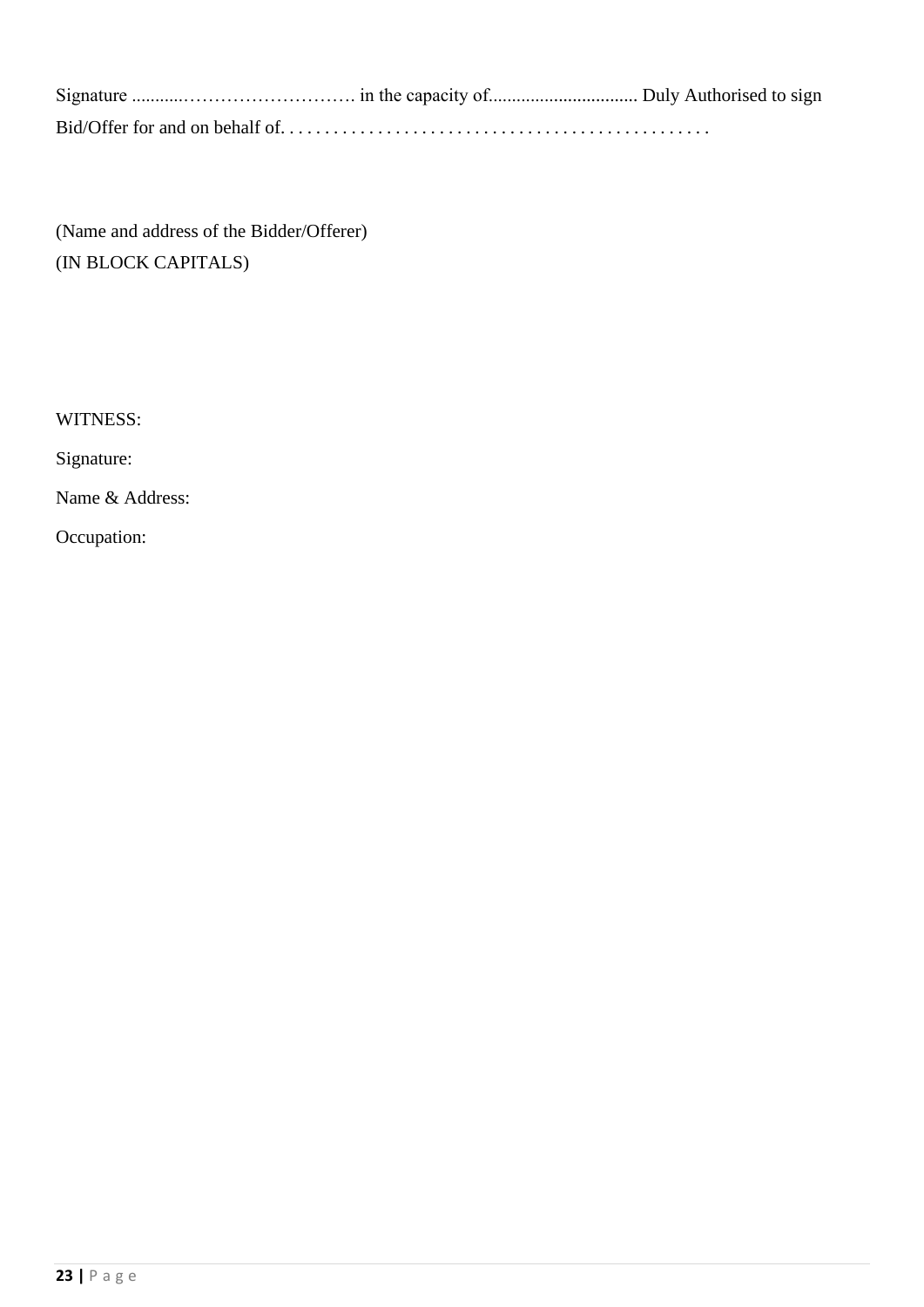Signature ...........………………………. in the capacity of................................ Duly Authorised to sign Bid/Offer for and on behalf of. . . . . . . . . . . . . . . . . . . . . . . . . . . . . . . . . . . . . . . . . . . . . . . . .

(Name and address of the Bidder/Offerer)
(IN BLOCK CAPITALS)

WITNESS:

Signature:

Name & Address:

Occupation: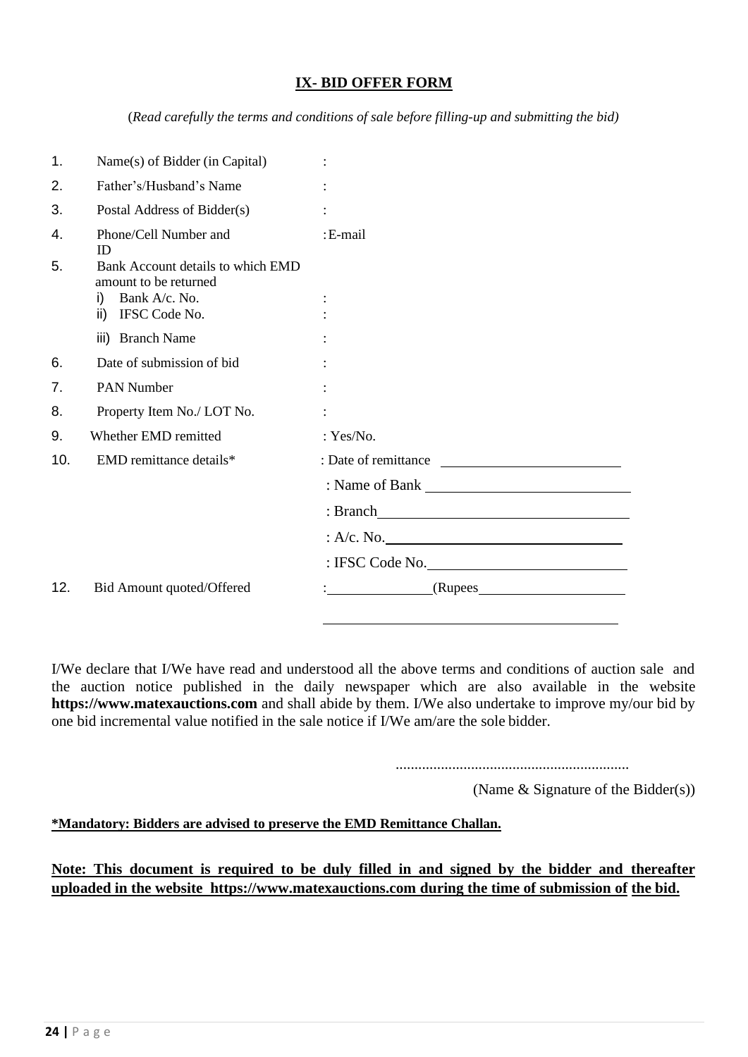## IX- BID OFFER FORM

(*Read carefully the terms and conditions of sale before filling-up and submitting the bid)*

| | | |
|---|---|---|
| 1. | Name(s) of Bidder (in Capital) | : |
| 2. | Father's/Husband's Name | : |
| 3. | Postal Address of Bidder(s) | : |
| 4. | Phone/Cell Number and ID | : E-mail |
| 5. | Bank Account details to which EMD amount to be returned | |
| | i) Bank A/c. No. | : |
| | ii) IFSC Code No. | : |
| | iii) Branch Name | : |
| 6. | Date of submission of bid | : |
| 7. | PAN Number | : |
| 8. | Property Item No./ LOT No. | : |
| 9. | Whether EMD remitted | : Yes/No. |
| 10. | EMD remittance details* | : Date of remittance ________________ |
| | | : Name of Bank ________________ |
| | | : Branch ________________ |
| | | : A/c. No. ________________ |
| | | : IFSC Code No. ________________ |
| 12. | Bid Amount quoted/Offered | : ____________ (Rupees ________________ ________________________) |

I/We declare that I/We have read and understood all the above terms and conditions of auction sale and the auction notice published in the daily newspaper which are also available in the website **https://www.matexauctions.com** and shall abide by them. I/We also undertake to improve my/our bid by one bid incremental value notified in the sale notice if I/We am/are the sole bidder.

..............................................................

(Name & Signature of the Bidder(s))

**\*Mandatory: Bidders are advised to preserve the EMD Remittance Challan.**

**Note: This document is required to be duly filled in and signed by the bidder and thereafter uploaded in the website https://www.matexauctions.com during the time of submission of the bid.**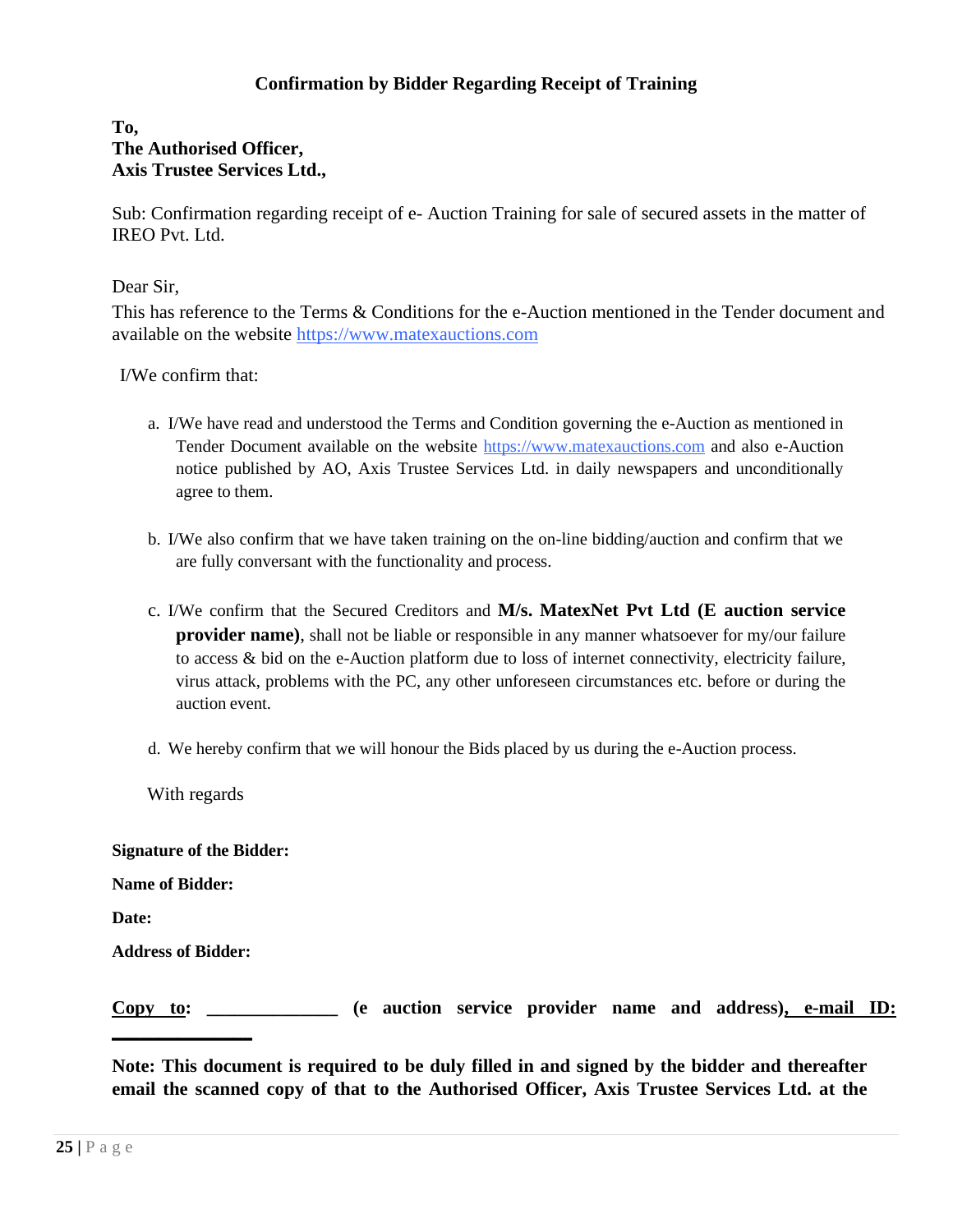## Confirmation by Bidder Regarding Receipt of Training

**To,**
**The Authorised Officer,**
**Axis Trustee Services Ltd.,**

Sub: Confirmation regarding receipt of e- Auction Training for sale of secured assets in the matter of IREO Pvt. Ltd.

Dear Sir,

This has reference to the Terms & Conditions for the e-Auction mentioned in the Tender document and available on the website https://www.matexauctions.com

I/We confirm that:

a. I/We have read and understood the Terms and Condition governing the e-Auction as mentioned in Tender Document available on the website https://www.matexauctions.com and also e-Auction notice published by AO, Axis Trustee Services Ltd. in daily newspapers and unconditionally agree to them.

b. I/We also confirm that we have taken training on the on-line bidding/auction and confirm that we are fully conversant with the functionality and process.

c. I/We confirm that the Secured Creditors and **M/s. MatexNet Pvt Ltd (E auction service provider name)**, shall not be liable or responsible in any manner whatsoever for my/our failure to access & bid on the e-Auction platform due to loss of internet connectivity, electricity failure, virus attack, problems with the PC, any other unforeseen circumstances etc. before or during the auction event.

d. We hereby confirm that we will honour the Bids placed by us during the e-Auction process.

With regards

**Signature of the Bidder:**

**Name of Bidder:**

**Date:**

**Address of Bidder:**

**Copy to: ______________ (e auction service provider name and address), e-mail ID: _______________**

**Note: This document is required to be duly filled in and signed by the bidder and thereafter email the scanned copy of that to the Authorised Officer, Axis Trustee Services Ltd. at the**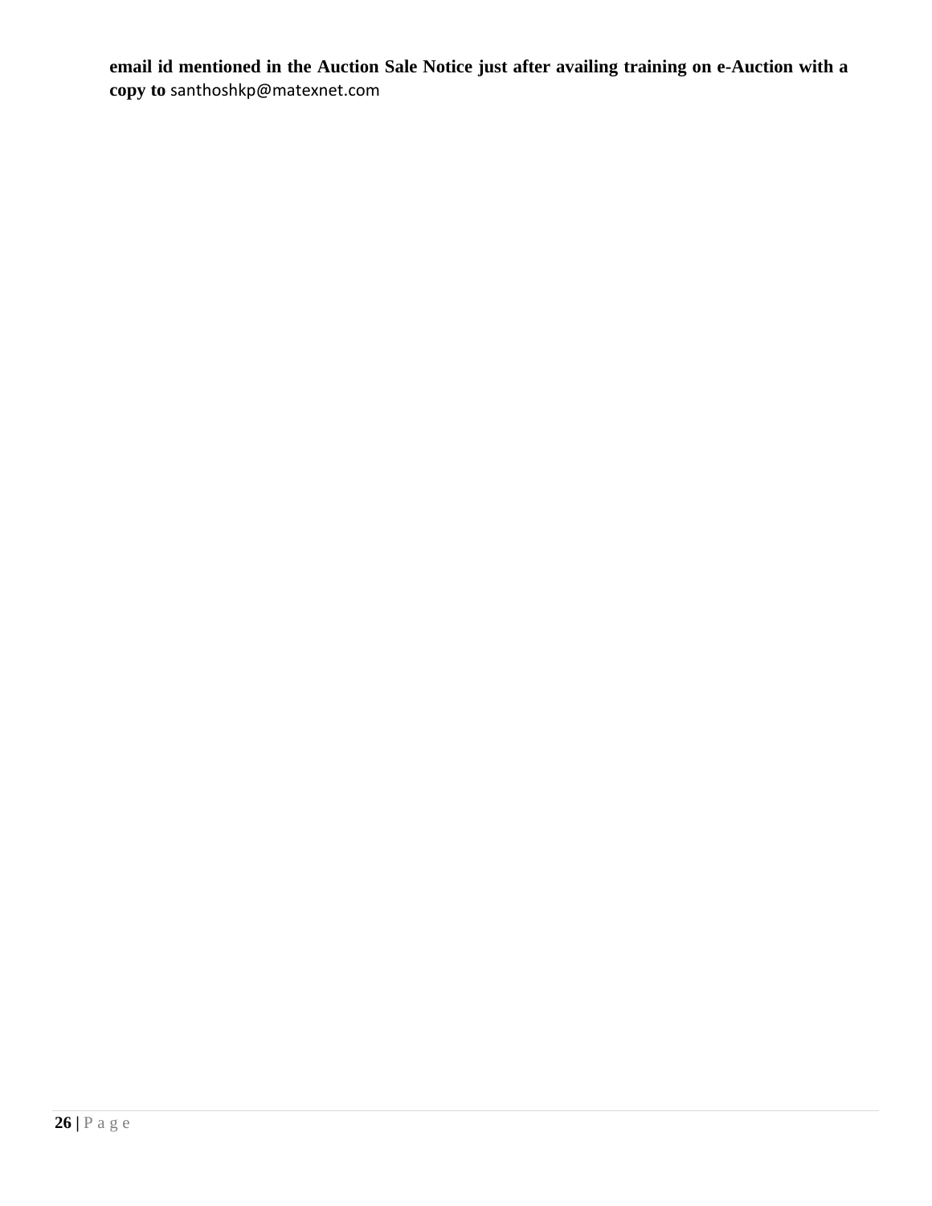**email id mentioned in the Auction Sale Notice just after availing training on e-Auction with a copy to** santhoshkp@matexnet.com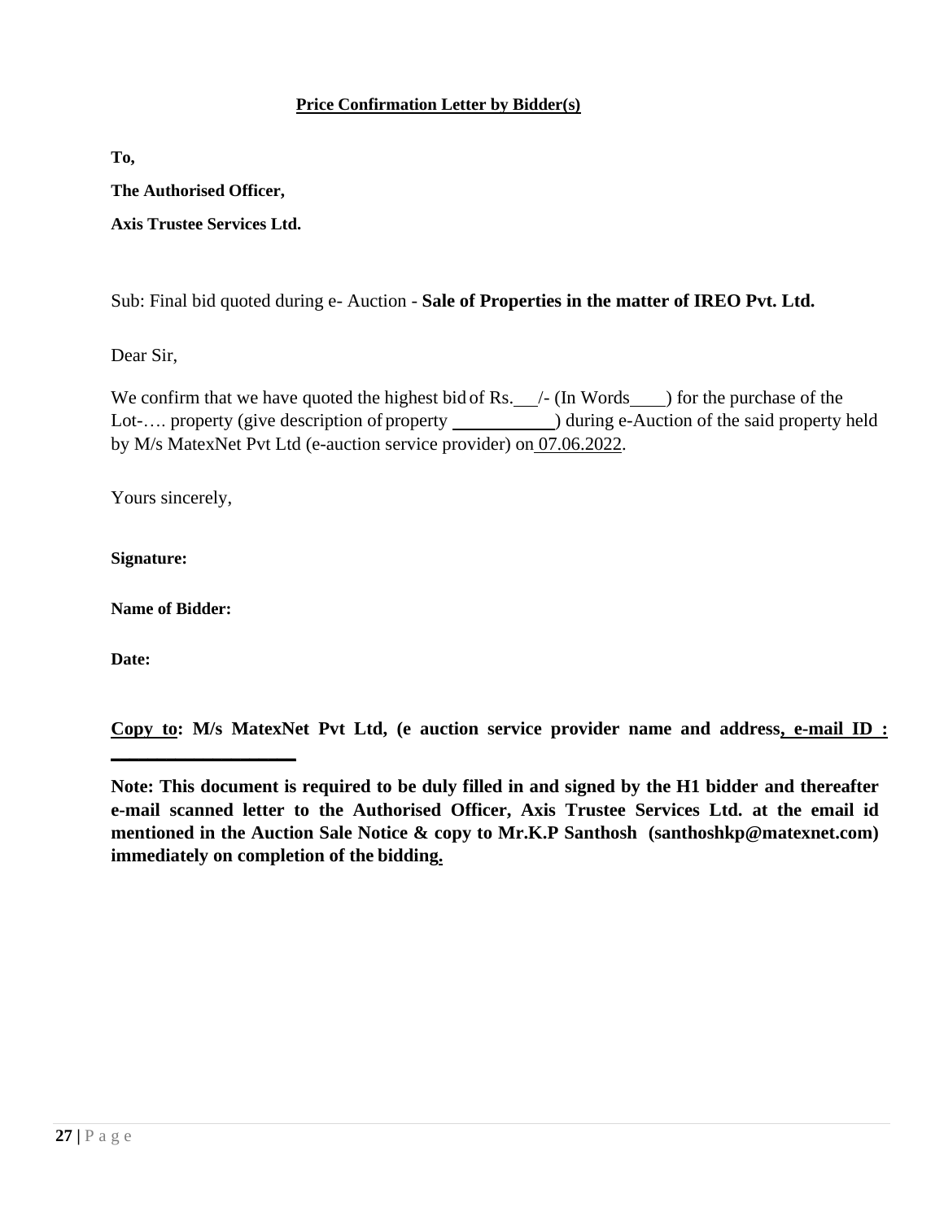**Price Confirmation Letter by Bidder(s)**

**To,**

**The Authorised Officer,**

**Axis Trustee Services Ltd.**

Sub: Final bid quoted during e- Auction - **Sale of Properties in the matter of IREO Pvt. Ltd.**

Dear Sir,

We confirm that we have quoted the highest bid of Rs.\_\_\_/- (In Words\_\_\_\_) for the purchase of the Lot-…. property (give description of property \_\_\_\_\_\_\_\_\_\_\_) during e-Auction of the said property held by M/s MatexNet Pvt Ltd (e-auction service provider) on 07.06.2022.

Yours sincerely,

**Signature:**

**Name of Bidder:**

**Date:**

**Copy to: M/s MatexNet Pvt Ltd, (e auction service provider name and address, e-mail ID : \_\_\_\_\_\_\_\_\_\_\_\_\_\_\_\_\_\_\_\_\_\_**

**Note: This document is required to be duly filled in and signed by the H1 bidder and thereafter e-mail scanned letter to the Authorised Officer, Axis Trustee Services Ltd. at the email id mentioned in the Auction Sale Notice & copy to Mr.K.P Santhosh (santhoshkp@matexnet.com) immediately on completion of the bidding.**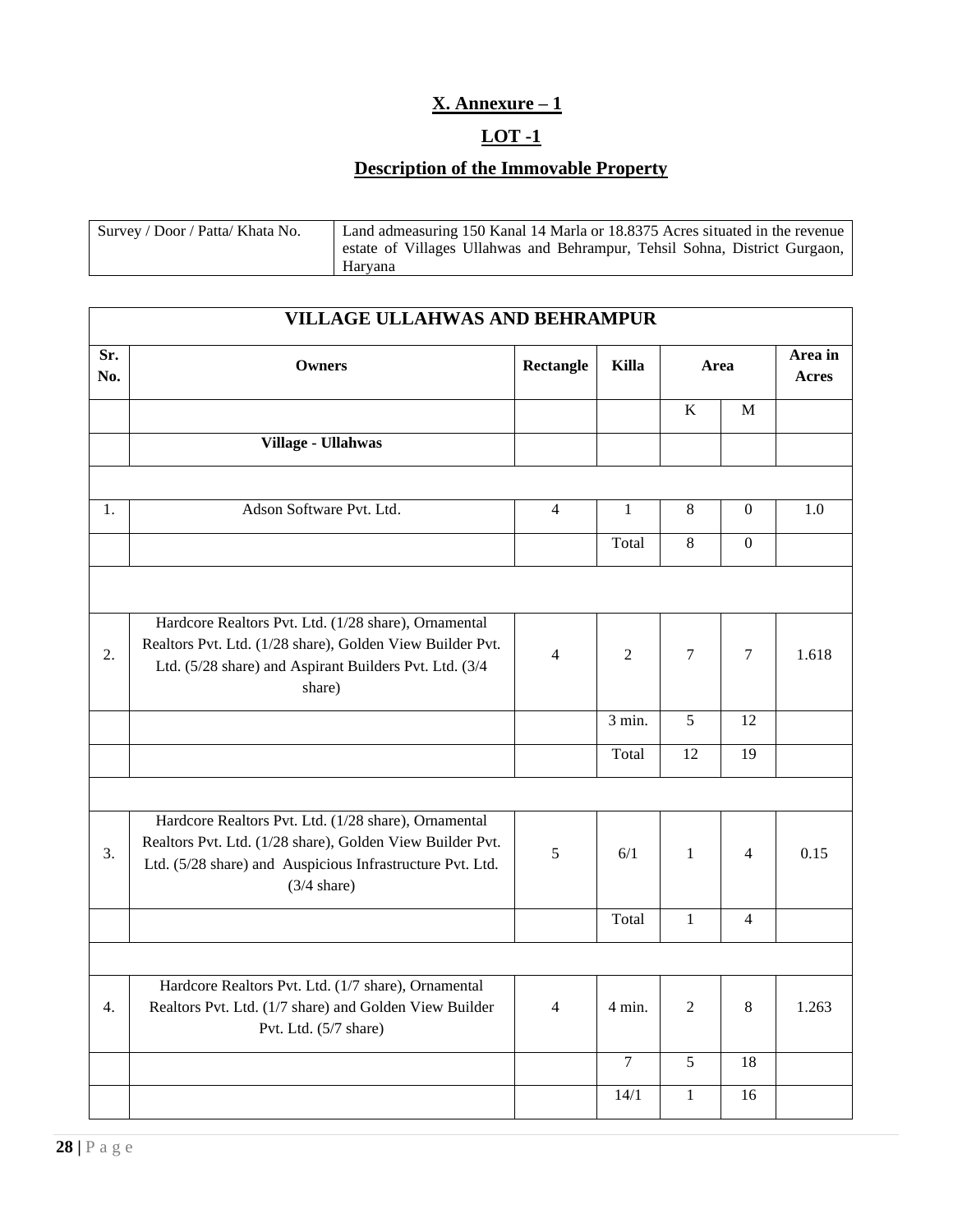## X. Annexure – 1

## LOT -1

## Description of the Immovable Property

| Survey / Door / Patta/ Khata No. | Land admeasuring 150 Kanal 14 Marla or 18.8375 Acres situated in the revenue estate of Villages Ullahwas and Behrampur, Tehsil Sohna, District Gurgaon, Haryana |
|---|---|

| VILLAGE ULLAHWAS AND BEHRAMPUR | | | | | | |
|---|---|---|---|---|---|---|
| **Sr. No.** | **Owners** | **Rectangle** | **Killa** | **Area** | | **Area in Acres** |
| | | | | K | M | |
| | **Village - Ullahwas** | | | | | |
| | | | | | | |
| 1. | Adson Software Pvt. Ltd. | 4 | 1 | 8 | 0 | 1.0 |
| | | | Total | 8 | 0 | |
| | | | | | | |
| 2. | Hardcore Realtors Pvt. Ltd. (1/28 share), Ornamental Realtors Pvt. Ltd. (1/28 share), Golden View Builder Pvt. Ltd. (5/28 share) and Aspirant Builders Pvt. Ltd. (3/4 share) | 4 | 2 | 7 | 7 | 1.618 |
| | | | 3 min. | 5 | 12 | |
| | | | Total | 12 | 19 | |
| | | | | | | |
| 3. | Hardcore Realtors Pvt. Ltd. (1/28 share), Ornamental Realtors Pvt. Ltd. (1/28 share), Golden View Builder Pvt. Ltd. (5/28 share) and Auspicious Infrastructure Pvt. Ltd. (3/4 share) | 5 | 6/1 | 1 | 4 | 0.15 |
| | | | Total | 1 | 4 | |
| | | | | | | |
| 4. | Hardcore Realtors Pvt. Ltd. (1/7 share), Ornamental Realtors Pvt. Ltd. (1/7 share) and Golden View Builder Pvt. Ltd. (5/7 share) | 4 | 4 min. | 2 | 8 | 1.263 |
| | | | 7 | 5 | 18 | |
| | | | 14/1 | 1 | 16 | |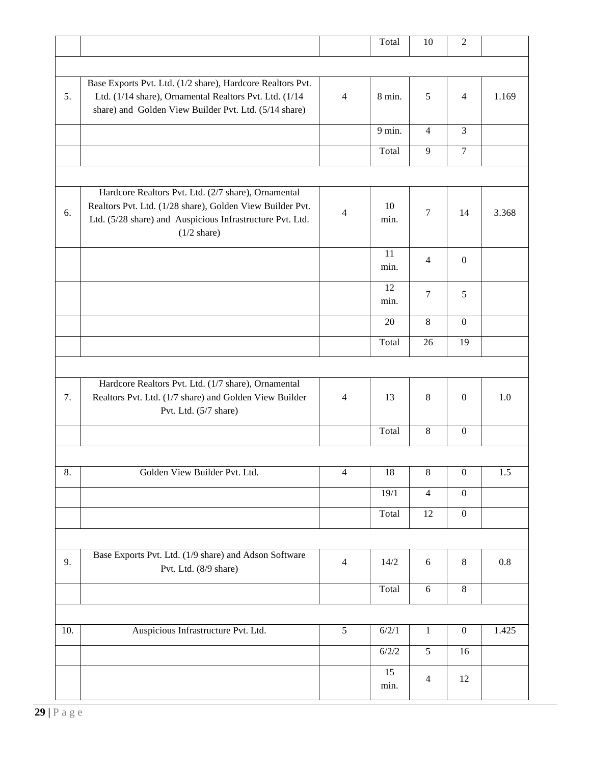| | | | Total | 10 | 2 | |
|---|---|---|---|---|---|---|
| | | | | | | |
| 5. | Base Exports Pvt. Ltd. (1/2 share), Hardcore Realtors Pvt. Ltd. (1/14 share), Ornamental Realtors Pvt. Ltd. (1/14 share) and Golden View Builder Pvt. Ltd. (5/14 share) | 4 | 8 min. | 5 | 4 | 1.169 |
| | | | 9 min. | 4 | 3 | |
| | | | Total | 9 | 7 | |
| | | | | | | |
| 6. | Hardcore Realtors Pvt. Ltd. (2/7 share), Ornamental Realtors Pvt. Ltd. (1/28 share), Golden View Builder Pvt. Ltd. (5/28 share) and Auspicious Infrastructure Pvt. Ltd. (1/2 share) | 4 | 10 min. | 7 | 14 | 3.368 |
| | | | 11 min. | 4 | 0 | |
| | | | 12 min. | 7 | 5 | |
| | | | 20 | 8 | 0 | |
| | | | Total | 26 | 19 | |
| | | | | | | |
| 7. | Hardcore Realtors Pvt. Ltd. (1/7 share), Ornamental Realtors Pvt. Ltd. (1/7 share) and Golden View Builder Pvt. Ltd. (5/7 share) | 4 | 13 | 8 | 0 | 1.0 |
| | | | Total | 8 | 0 | |
| | | | | | | |
| 8. | Golden View Builder Pvt. Ltd. | 4 | 18 | 8 | 0 | 1.5 |
| | | | 19/1 | 4 | 0 | |
| | | | Total | 12 | 0 | |
| | | | | | | |
| 9. | Base Exports Pvt. Ltd. (1/9 share) and Adson Software Pvt. Ltd. (8/9 share) | 4 | 14/2 | 6 | 8 | 0.8 |
| | | | Total | 6 | 8 | |
| | | | | | | |
| 10. | Auspicious Infrastructure Pvt. Ltd. | 5 | 6/2/1 | 1 | 0 | 1.425 |
| | | | 6/2/2 | 5 | 16 | |
| | | | 15 min. | 4 | 12 | |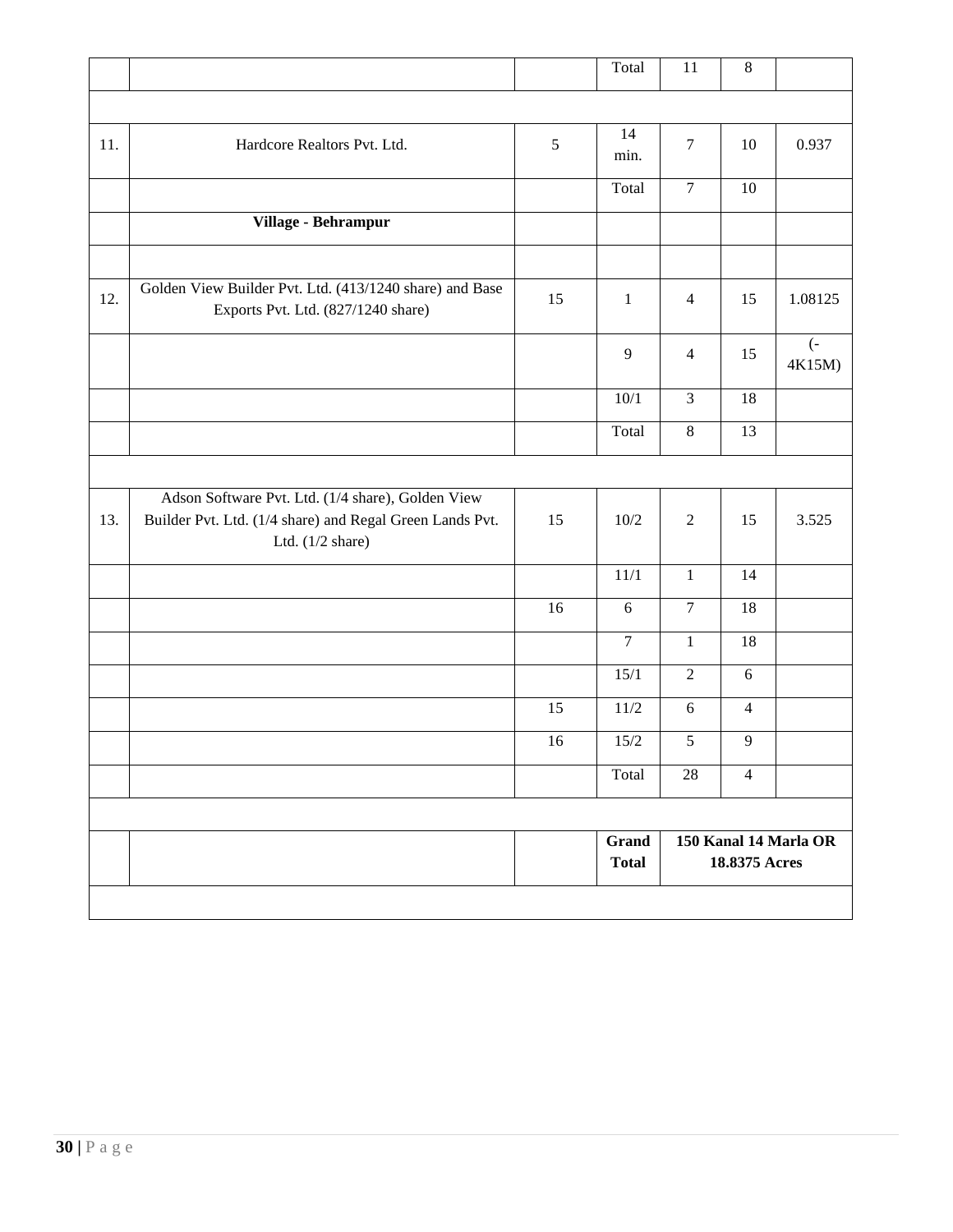| | | | Total | 11 | 8 | |
|---|---|---|---|---|---|---|
| | | | | | | |
| 11. | Hardcore Realtors Pvt. Ltd. | 5 | 14 min. | 7 | 10 | 0.937 |
| | | | Total | 7 | 10 | |
| | **Village - Behrampur** | | | | | |
| | | | | | | |
| 12. | Golden View Builder Pvt. Ltd. (413/1240 share) and Base Exports Pvt. Ltd. (827/1240 share) | 15 | 1 | 4 | 15 | 1.08125 |
| | | | 9 | 4 | 15 | (-4K15M) |
| | | | 10/1 | 3 | 18 | |
| | | | Total | 8 | 13 | |
| | | | | | | |
| 13. | Adson Software Pvt. Ltd. (1/4 share), Golden View Builder Pvt. Ltd. (1/4 share) and Regal Green Lands Pvt. Ltd. (1/2 share) | 15 | 10/2 | 2 | 15 | 3.525 |
| | | | 11/1 | 1 | 14 | |
| | | 16 | 6 | 7 | 18 | |
| | | | 7 | 1 | 18 | |
| | | | 15/1 | 2 | 6 | |
| | | 15 | 11/2 | 6 | 4 | |
| | | 16 | 15/2 | 5 | 9 | |
| | | | Total | 28 | 4 | |
| | | | | | | |
| | | | **Grand Total** | **150 Kanal 14 Marla OR 18.8375 Acres** | | |
| | | | | | | |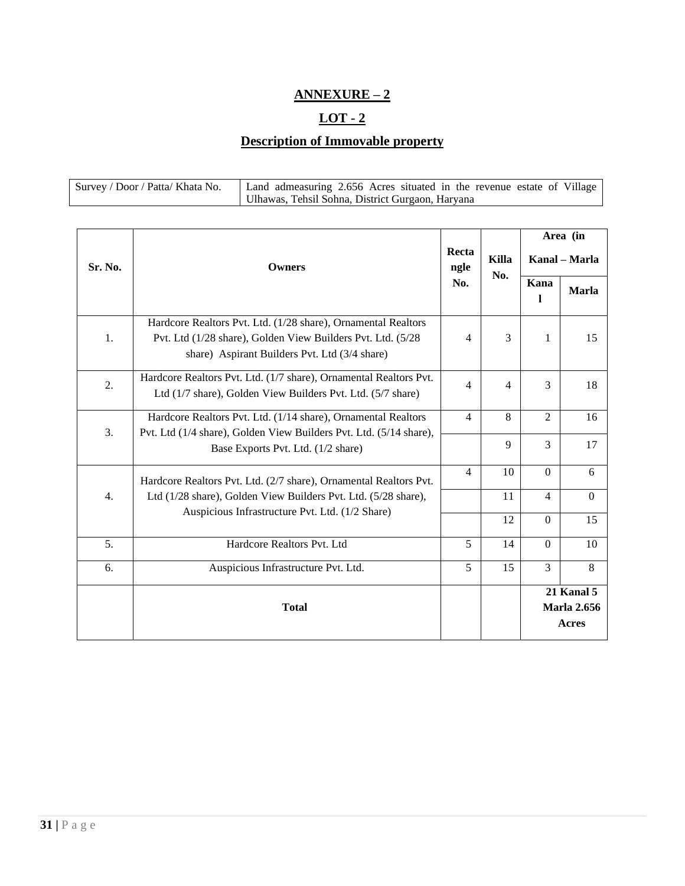**ANNEXURE – 2**

**LOT - 2**

**Description of Immovable property**

| Survey / Door / Patta/ Khata No. | Land admeasuring 2.656 Acres situated in the revenue estate of Village Ulhawas, Tehsil Sohna, District Gurgaon, Haryana |
|---|---|

| Sr. No. | Owners | Rectangle No. | Killa No. | Area (in Kanal – Marla | |
|---|---|---|---|---|---|
| | | | | **Kanal** | **Marla** |
| 1. | Hardcore Realtors Pvt. Ltd. (1/28 share), Ornamental Realtors Pvt. Ltd (1/28 share), Golden View Builders Pvt. Ltd. (5/28 share) Aspirant Builders Pvt. Ltd (3/4 share) | 4 | 3 | 1 | 15 |
| 2. | Hardcore Realtors Pvt. Ltd. (1/7 share), Ornamental Realtors Pvt. Ltd (1/7 share), Golden View Builders Pvt. Ltd. (5/7 share) | 4 | 4 | 3 | 18 |
| 3. | Hardcore Realtors Pvt. Ltd. (1/14 share), Ornamental Realtors Pvt. Ltd (1/4 share), Golden View Builders Pvt. Ltd. (5/14 share), Base Exports Pvt. Ltd. (1/2 share) | 4 | 8 | 2 | 16 |
| | | | 9 | 3 | 17 |
| 4. | Hardcore Realtors Pvt. Ltd. (2/7 share), Ornamental Realtors Pvt. Ltd (1/28 share), Golden View Builders Pvt. Ltd. (5/28 share), Auspicious Infrastructure Pvt. Ltd. (1/2 Share) | 4 | 10 | 0 | 6 |
| | | | 11 | 4 | 0 |
| | | | 12 | 0 | 15 |
| 5. | Hardcore Realtors Pvt. Ltd | 5 | 14 | 0 | 10 |
| 6. | Auspicious Infrastructure Pvt. Ltd. | 5 | 15 | 3 | 8 |
| | **Total** | | | **21 Kanal 5 Marla 2.656 Acres** | |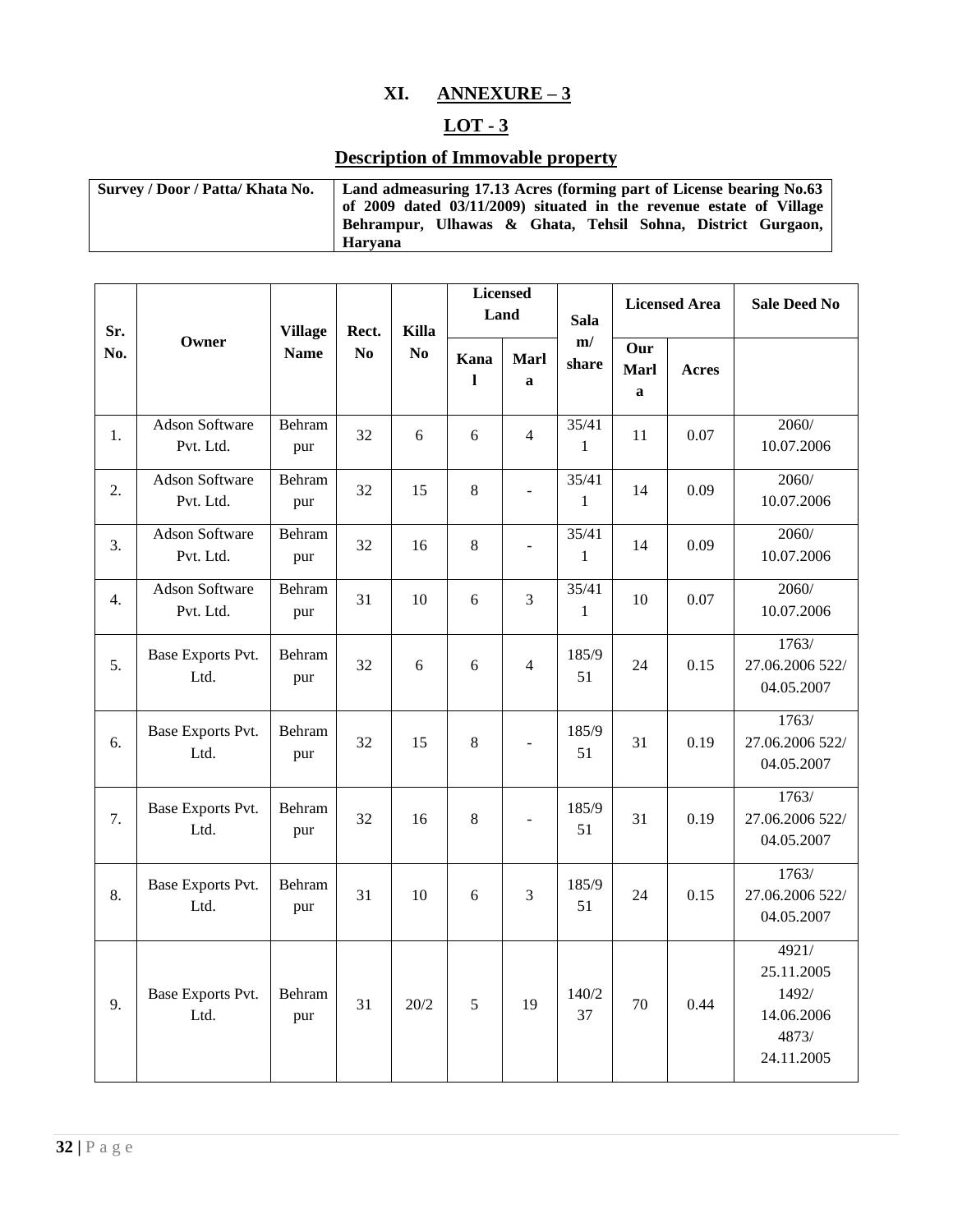# XI. ANNEXURE – 3

## LOT - 3

## Description of Immovable property

| Survey / Door / Patta/ Khata No. | Land admeasuring 17.13 Acres (forming part of License bearing No.63 of 2009 dated 03/11/2009) situated in the revenue estate of Village Behrampur, Ulhawas & Ghata, Tehsil Sohna, District Gurgaon, Haryana |
|---|---|

| Sr. No. | Owner | Village Name | Rect. No | Killa No | Licensed Land | | Salam/ share | Licensed Area | | Sale Deed No |
|---|---|---|---|---|---|---|---|---|---|---|
| | | | | | Kanal | Marla | | Our Marla | Acres | |
| 1. | Adson Software Pvt. Ltd. | Behrampur | 32 | 6 | 6 | 4 | 35/411 | 11 | 0.07 | 2060/ 10.07.2006 |
| 2. | Adson Software Pvt. Ltd. | Behrampur | 32 | 15 | 8 | - | 35/411 | 14 | 0.09 | 2060/ 10.07.2006 |
| 3. | Adson Software Pvt. Ltd. | Behrampur | 32 | 16 | 8 | - | 35/411 | 14 | 0.09 | 2060/ 10.07.2006 |
| 4. | Adson Software Pvt. Ltd. | Behrampur | 31 | 10 | 6 | 3 | 35/411 | 10 | 0.07 | 2060/ 10.07.2006 |
| 5. | Base Exports Pvt. Ltd. | Behrampur | 32 | 6 | 6 | 4 | 185/951 | 24 | 0.15 | 1763/ 27.06.2006 522/ 04.05.2007 |
| 6. | Base Exports Pvt. Ltd. | Behrampur | 32 | 15 | 8 | - | 185/951 | 31 | 0.19 | 1763/ 27.06.2006 522/ 04.05.2007 |
| 7. | Base Exports Pvt. Ltd. | Behrampur | 32 | 16 | 8 | - | 185/951 | 31 | 0.19 | 1763/ 27.06.2006 522/ 04.05.2007 |
| 8. | Base Exports Pvt. Ltd. | Behrampur | 31 | 10 | 6 | 3 | 185/951 | 24 | 0.15 | 1763/ 27.06.2006 522/ 04.05.2007 |
| 9. | Base Exports Pvt. Ltd. | Behrampur | 31 | 20/2 | 5 | 19 | 140/237 | 70 | 0.44 | 4921/ 25.11.2005 1492/ 14.06.2006 4873/ 24.11.2005 |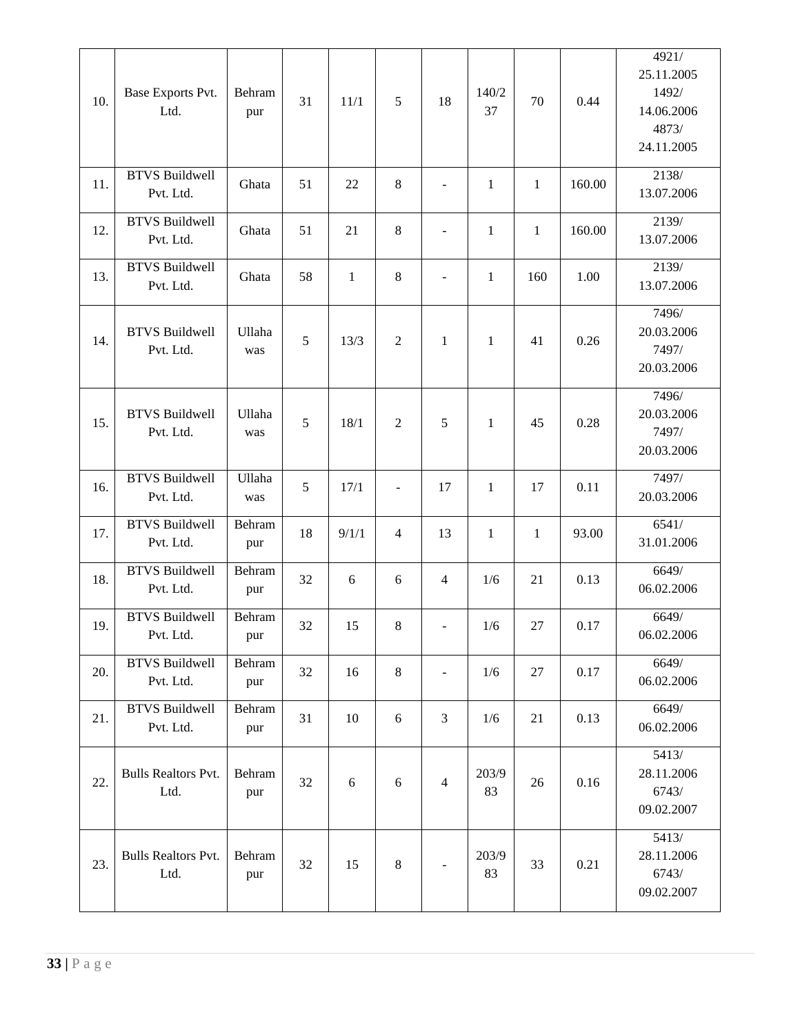| 10. | Base Exports Pvt. Ltd. | Behrampur | 31 | 11/1 | 5 | 18 | 140/237 | 70 | 0.44 | 4921/ 25.11.2005 1492/ 14.06.2006 4873/ 24.11.2005 |
|---|---|---|---|---|---|---|---|---|---|---|
| 11. | BTVS Buildwell Pvt. Ltd. | Ghata | 51 | 22 | 8 | - | 1 | 1 | 160.00 | 2138/ 13.07.2006 |
| 12. | BTVS Buildwell Pvt. Ltd. | Ghata | 51 | 21 | 8 | - | 1 | 1 | 160.00 | 2139/ 13.07.2006 |
| 13. | BTVS Buildwell Pvt. Ltd. | Ghata | 58 | 1 | 8 | - | 1 | 160 | 1.00 | 2139/ 13.07.2006 |
| 14. | BTVS Buildwell Pvt. Ltd. | Ullahawas | 5 | 13/3 | 2 | 1 | 1 | 41 | 0.26 | 7496/ 20.03.2006 7497/ 20.03.2006 |
| 15. | BTVS Buildwell Pvt. Ltd. | Ullahawas | 5 | 18/1 | 2 | 5 | 1 | 45 | 0.28 | 7496/ 20.03.2006 7497/ 20.03.2006 |
| 16. | BTVS Buildwell Pvt. Ltd. | Ullahawas | 5 | 17/1 | - | 17 | 1 | 17 | 0.11 | 7497/ 20.03.2006 |
| 17. | BTVS Buildwell Pvt. Ltd. | Behrampur | 18 | 9/1/1 | 4 | 13 | 1 | 1 | 93.00 | 6541/ 31.01.2006 |
| 18. | BTVS Buildwell Pvt. Ltd. | Behrampur | 32 | 6 | 6 | 4 | 1/6 | 21 | 0.13 | 6649/ 06.02.2006 |
| 19. | BTVS Buildwell Pvt. Ltd. | Behrampur | 32 | 15 | 8 | - | 1/6 | 27 | 0.17 | 6649/ 06.02.2006 |
| 20. | BTVS Buildwell Pvt. Ltd. | Behrampur | 32 | 16 | 8 | - | 1/6 | 27 | 0.17 | 6649/ 06.02.2006 |
| 21. | BTVS Buildwell Pvt. Ltd. | Behrampur | 31 | 10 | 6 | 3 | 1/6 | 21 | 0.13 | 6649/ 06.02.2006 |
| 22. | Bulls Realtors Pvt. Ltd. | Behrampur | 32 | 6 | 6 | 4 | 203/983 | 26 | 0.16 | 5413/ 28.11.2006 6743/ 09.02.2007 |
| 23. | Bulls Realtors Pvt. Ltd. | Behrampur | 32 | 15 | 8 | - | 203/983 | 33 | 0.21 | 5413/ 28.11.2006 6743/ 09.02.2007 |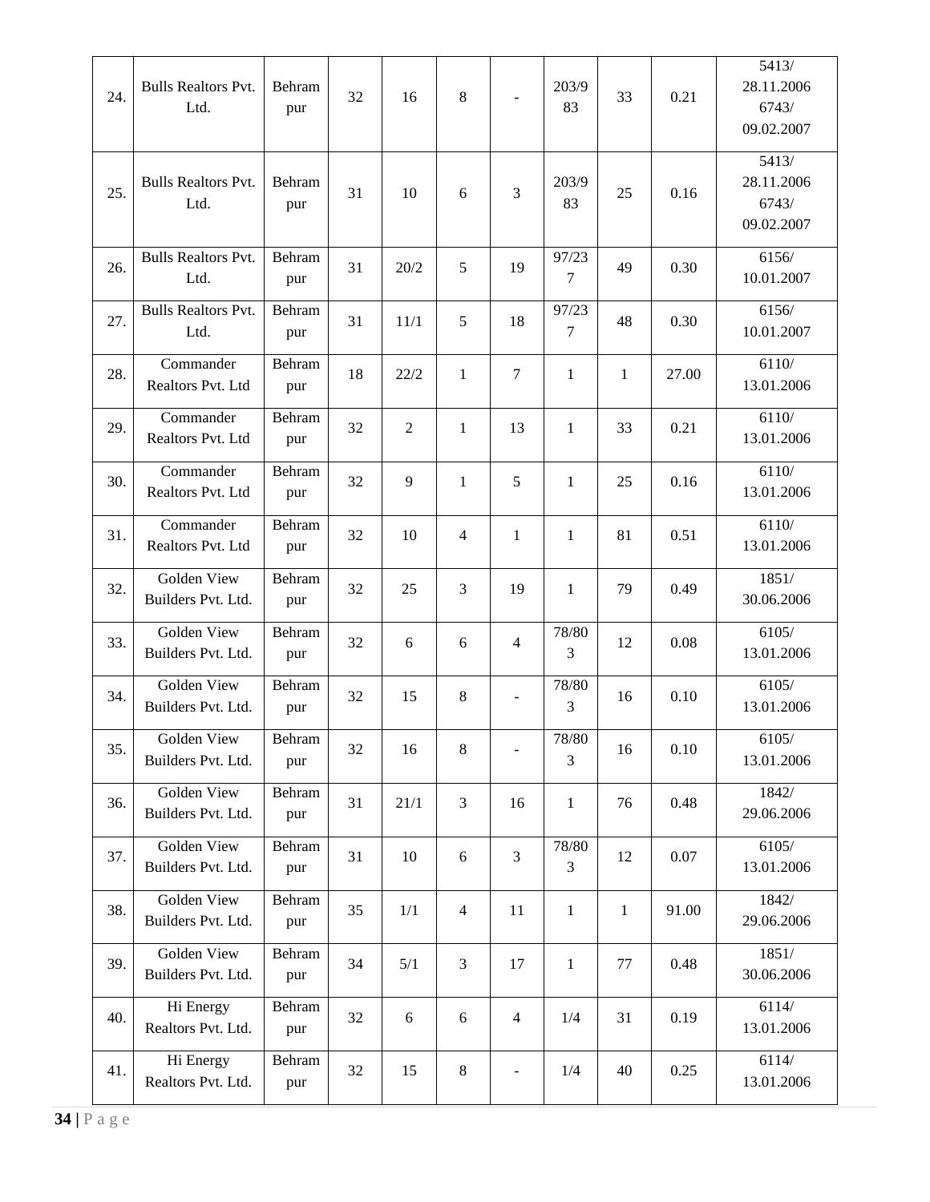| | | | | | | | | | | |
|---|---|---|---|---|---|---|---|---|---|---|
| 24. | Bulls Realtors Pvt. Ltd. | Behrampur | 32 | 16 | 8 | - | 203/983 | 33 | 0.21 | 5413/ 28.11.2006 6743/ 09.02.2007 |
| 25. | Bulls Realtors Pvt. Ltd. | Behrampur | 31 | 10 | 6 | 3 | 203/983 | 25 | 0.16 | 5413/ 28.11.2006 6743/ 09.02.2007 |
| 26. | Bulls Realtors Pvt. Ltd. | Behrampur | 31 | 20/2 | 5 | 19 | 97/237 | 49 | 0.30 | 6156/ 10.01.2007 |
| 27. | Bulls Realtors Pvt. Ltd. | Behrampur | 31 | 11/1 | 5 | 18 | 97/237 | 48 | 0.30 | 6156/ 10.01.2007 |
| 28. | Commander Realtors Pvt. Ltd | Behrampur | 18 | 22/2 | 1 | 7 | 1 | 1 | 27.00 | 6110/ 13.01.2006 |
| 29. | Commander Realtors Pvt. Ltd | Behrampur | 32 | 2 | 1 | 13 | 1 | 33 | 0.21 | 6110/ 13.01.2006 |
| 30. | Commander Realtors Pvt. Ltd | Behrampur | 32 | 9 | 1 | 5 | 1 | 25 | 0.16 | 6110/ 13.01.2006 |
| 31. | Commander Realtors Pvt. Ltd | Behrampur | 32 | 10 | 4 | 1 | 1 | 81 | 0.51 | 6110/ 13.01.2006 |
| 32. | Golden View Builders Pvt. Ltd. | Behrampur | 32 | 25 | 3 | 19 | 1 | 79 | 0.49 | 1851/ 30.06.2006 |
| 33. | Golden View Builders Pvt. Ltd. | Behrampur | 32 | 6 | 6 | 4 | 78/803 | 12 | 0.08 | 6105/ 13.01.2006 |
| 34. | Golden View Builders Pvt. Ltd. | Behrampur | 32 | 15 | 8 | - | 78/803 | 16 | 0.10 | 6105/ 13.01.2006 |
| 35. | Golden View Builders Pvt. Ltd. | Behrampur | 32 | 16 | 8 | - | 78/803 | 16 | 0.10 | 6105/ 13.01.2006 |
| 36. | Golden View Builders Pvt. Ltd. | Behrampur | 31 | 21/1 | 3 | 16 | 1 | 76 | 0.48 | 1842/ 29.06.2006 |
| 37. | Golden View Builders Pvt. Ltd. | Behrampur | 31 | 10 | 6 | 3 | 78/803 | 12 | 0.07 | 6105/ 13.01.2006 |
| 38. | Golden View Builders Pvt. Ltd. | Behrampur | 35 | 1/1 | 4 | 11 | 1 | 1 | 91.00 | 1842/ 29.06.2006 |
| 39. | Golden View Builders Pvt. Ltd. | Behrampur | 34 | 5/1 | 3 | 17 | 1 | 77 | 0.48 | 1851/ 30.06.2006 |
| 40. | Hi Energy Realtors Pvt. Ltd. | Behrampur | 32 | 6 | 6 | 4 | 1/4 | 31 | 0.19 | 6114/ 13.01.2006 |
| 41. | Hi Energy Realtors Pvt. Ltd. | Behrampur | 32 | 15 | 8 | - | 1/4 | 40 | 0.25 | 6114/ 13.01.2006 |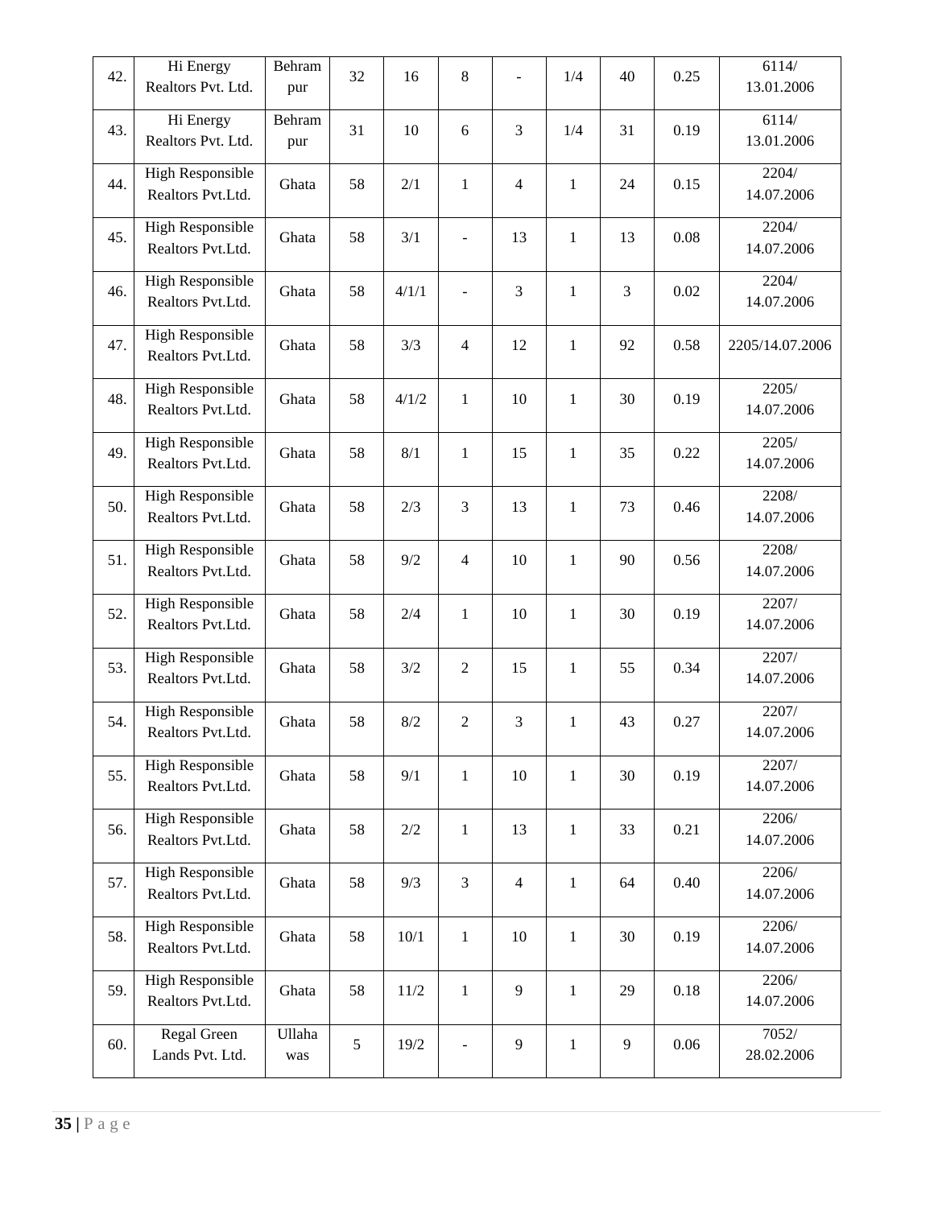| 42. | Hi Energy Realtors Pvt. Ltd. | Behram pur | 32 | 16 | 8 | - | 1/4 | 40 | 0.25 | 6114/ 13.01.2006 |
|---|---|---|---|---|---|---|---|---|---|---|
| 43. | Hi Energy Realtors Pvt. Ltd. | Behram pur | 31 | 10 | 6 | 3 | 1/4 | 31 | 0.19 | 6114/ 13.01.2006 |
| 44. | High Responsible Realtors Pvt.Ltd. | Ghata | 58 | 2/1 | 1 | 4 | 1 | 24 | 0.15 | 2204/ 14.07.2006 |
| 45. | High Responsible Realtors Pvt.Ltd. | Ghata | 58 | 3/1 | - | 13 | 1 | 13 | 0.08 | 2204/ 14.07.2006 |
| 46. | High Responsible Realtors Pvt.Ltd. | Ghata | 58 | 4/1/1 | - | 3 | 1 | 3 | 0.02 | 2204/ 14.07.2006 |
| 47. | High Responsible Realtors Pvt.Ltd. | Ghata | 58 | 3/3 | 4 | 12 | 1 | 92 | 0.58 | 2205/14.07.2006 |
| 48. | High Responsible Realtors Pvt.Ltd. | Ghata | 58 | 4/1/2 | 1 | 10 | 1 | 30 | 0.19 | 2205/ 14.07.2006 |
| 49. | High Responsible Realtors Pvt.Ltd. | Ghata | 58 | 8/1 | 1 | 15 | 1 | 35 | 0.22 | 2205/ 14.07.2006 |
| 50. | High Responsible Realtors Pvt.Ltd. | Ghata | 58 | 2/3 | 3 | 13 | 1 | 73 | 0.46 | 2208/ 14.07.2006 |
| 51. | High Responsible Realtors Pvt.Ltd. | Ghata | 58 | 9/2 | 4 | 10 | 1 | 90 | 0.56 | 2208/ 14.07.2006 |
| 52. | High Responsible Realtors Pvt.Ltd. | Ghata | 58 | 2/4 | 1 | 10 | 1 | 30 | 0.19 | 2207/ 14.07.2006 |
| 53. | High Responsible Realtors Pvt.Ltd. | Ghata | 58 | 3/2 | 2 | 15 | 1 | 55 | 0.34 | 2207/ 14.07.2006 |
| 54. | High Responsible Realtors Pvt.Ltd. | Ghata | 58 | 8/2 | 2 | 3 | 1 | 43 | 0.27 | 2207/ 14.07.2006 |
| 55. | High Responsible Realtors Pvt.Ltd. | Ghata | 58 | 9/1 | 1 | 10 | 1 | 30 | 0.19 | 2207/ 14.07.2006 |
| 56. | High Responsible Realtors Pvt.Ltd. | Ghata | 58 | 2/2 | 1 | 13 | 1 | 33 | 0.21 | 2206/ 14.07.2006 |
| 57. | High Responsible Realtors Pvt.Ltd. | Ghata | 58 | 9/3 | 3 | 4 | 1 | 64 | 0.40 | 2206/ 14.07.2006 |
| 58. | High Responsible Realtors Pvt.Ltd. | Ghata | 58 | 10/1 | 1 | 10 | 1 | 30 | 0.19 | 2206/ 14.07.2006 |
| 59. | High Responsible Realtors Pvt.Ltd. | Ghata | 58 | 11/2 | 1 | 9 | 1 | 29 | 0.18 | 2206/ 14.07.2006 |
| 60. | Regal Green Lands Pvt. Ltd. | Ullaha was | 5 | 19/2 | - | 9 | 1 | 9 | 0.06 | 7052/ 28.02.2006 |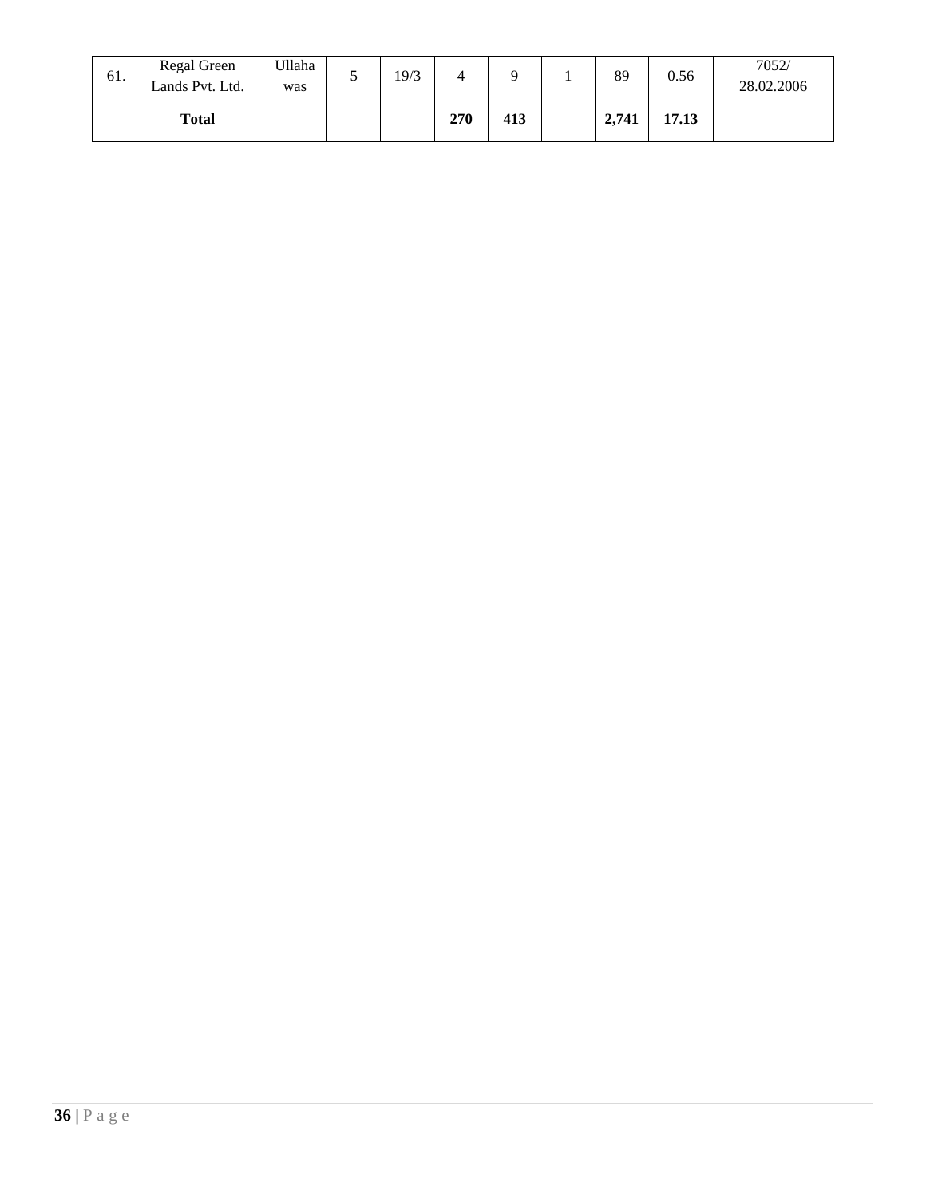| 61. | Regal Green Lands Pvt. Ltd. | Ullahawas | 5 | 19/3 | 4 | 9 | 1 | 89 | 0.56 | 7052/ 28.02.2006 |
|---|---|---|---|---|---|---|---|---|---|---|
| | **Total** | | | | **270** | **413** | | **2,741** | **17.13** | |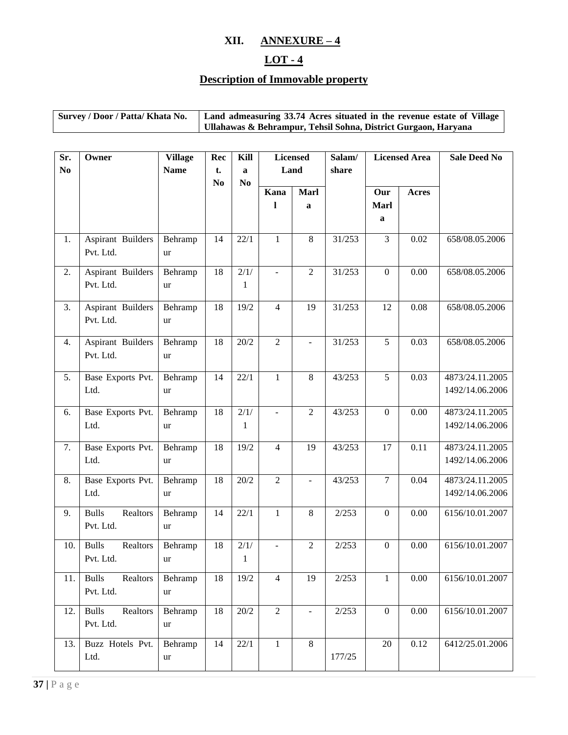# XII. ANNEXURE – 4

## LOT - 4

## Description of Immovable property

| Survey / Door / Patta/ Khata No. | Land admeasuring 33.74 Acres situated in the revenue estate of Village Ullahawas & Behrampur, Tehsil Sohna, District Gurgaon, Haryana |
|---|---|

| Sr. No | Owner | Village Name | Rect. No | Killa No | Licensed Land | | Salam/ share | Licensed Area | | Sale Deed No |
|---|---|---|---|---|---|---|---|---|---|---|
| | | | | | Kanal | Marla | | Our Marla | Acres | |
| 1. | Aspirant Builders Pvt. Ltd. | Behrampur | 14 | 22/1 | 1 | 8 | 31/253 | 3 | 0.02 | 658/08.05.2006 |
| 2. | Aspirant Builders Pvt. Ltd. | Behrampur | 18 | 2/1/1 | - | 2 | 31/253 | 0 | 0.00 | 658/08.05.2006 |
| 3. | Aspirant Builders Pvt. Ltd. | Behrampur | 18 | 19/2 | 4 | 19 | 31/253 | 12 | 0.08 | 658/08.05.2006 |
| 4. | Aspirant Builders Pvt. Ltd. | Behrampur | 18 | 20/2 | 2 | - | 31/253 | 5 | 0.03 | 658/08.05.2006 |
| 5. | Base Exports Pvt. Ltd. | Behrampur | 14 | 22/1 | 1 | 8 | 43/253 | 5 | 0.03 | 4873/24.11.2005 1492/14.06.2006 |
| 6. | Base Exports Pvt. Ltd. | Behrampur | 18 | 2/1/1 | - | 2 | 43/253 | 0 | 0.00 | 4873/24.11.2005 1492/14.06.2006 |
| 7. | Base Exports Pvt. Ltd. | Behrampur | 18 | 19/2 | 4 | 19 | 43/253 | 17 | 0.11 | 4873/24.11.2005 1492/14.06.2006 |
| 8. | Base Exports Pvt. Ltd. | Behrampur | 18 | 20/2 | 2 | - | 43/253 | 7 | 0.04 | 4873/24.11.2005 1492/14.06.2006 |
| 9. | Bulls Realtors Pvt. Ltd. | Behrampur | 14 | 22/1 | 1 | 8 | 2/253 | 0 | 0.00 | 6156/10.01.2007 |
| 10. | Bulls Realtors Pvt. Ltd. | Behrampur | 18 | 2/1/1 | - | 2 | 2/253 | 0 | 0.00 | 6156/10.01.2007 |
| 11. | Bulls Realtors Pvt. Ltd. | Behrampur | 18 | 19/2 | 4 | 19 | 2/253 | 1 | 0.00 | 6156/10.01.2007 |
| 12. | Bulls Realtors Pvt. Ltd. | Behrampur | 18 | 20/2 | 2 | - | 2/253 | 0 | 0.00 | 6156/10.01.2007 |
| 13. | Buzz Hotels Pvt. Ltd. | Behrampur | 14 | 22/1 | 1 | 8 | 177/25 | 20 | 0.12 | 6412/25.01.2006 |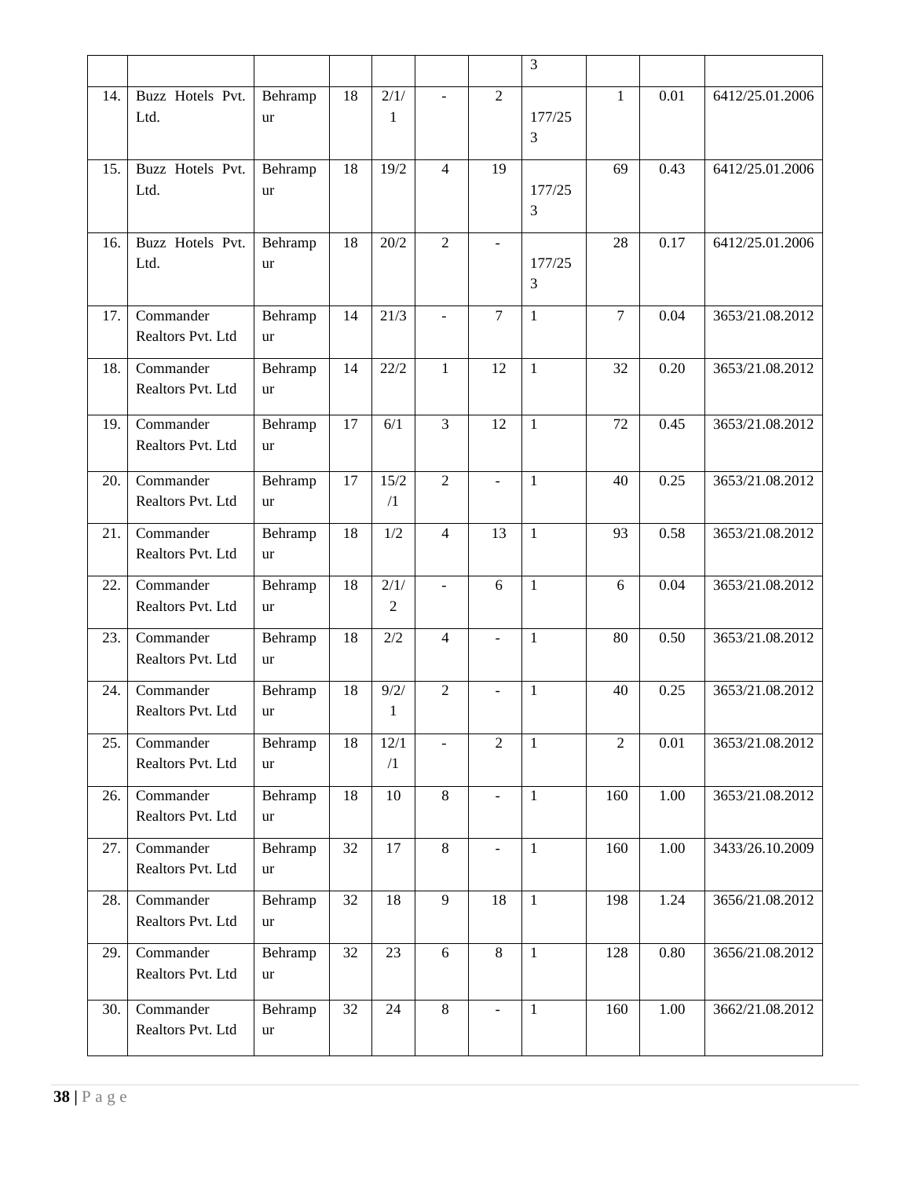| | | | | | | | 3 | | | |
|---|---|---|---|---|---|---|---|---|---|---|
| 14. | Buzz Hotels Pvt. Ltd. | Behrampur | 18 | 2/1/1 | - | 2 | 177/253 | 1 | 0.01 | 6412/25.01.2006 |
| 15. | Buzz Hotels Pvt. Ltd. | Behrampur | 18 | 19/2 | 4 | 19 | 177/253 | 69 | 0.43 | 6412/25.01.2006 |
| 16. | Buzz Hotels Pvt. Ltd. | Behrampur | 18 | 20/2 | 2 | - | 177/253 | 28 | 0.17 | 6412/25.01.2006 |
| 17. | Commander Realtors Pvt. Ltd | Behrampur | 14 | 21/3 | - | 7 | 1 | 7 | 0.04 | 3653/21.08.2012 |
| 18. | Commander Realtors Pvt. Ltd | Behrampur | 14 | 22/2 | 1 | 12 | 1 | 32 | 0.20 | 3653/21.08.2012 |
| 19. | Commander Realtors Pvt. Ltd | Behrampur | 17 | 6/1 | 3 | 12 | 1 | 72 | 0.45 | 3653/21.08.2012 |
| 20. | Commander Realtors Pvt. Ltd | Behrampur | 17 | 15/2/1 | 2 | - | 1 | 40 | 0.25 | 3653/21.08.2012 |
| 21. | Commander Realtors Pvt. Ltd | Behrampur | 18 | 1/2 | 4 | 13 | 1 | 93 | 0.58 | 3653/21.08.2012 |
| 22. | Commander Realtors Pvt. Ltd | Behrampur | 18 | 2/1/2 | - | 6 | 1 | 6 | 0.04 | 3653/21.08.2012 |
| 23. | Commander Realtors Pvt. Ltd | Behrampur | 18 | 2/2 | 4 | - | 1 | 80 | 0.50 | 3653/21.08.2012 |
| 24. | Commander Realtors Pvt. Ltd | Behrampur | 18 | 9/2/1 | 2 | - | 1 | 40 | 0.25 | 3653/21.08.2012 |
| 25. | Commander Realtors Pvt. Ltd | Behrampur | 18 | 12/1/1 | - | 2 | 1 | 2 | 0.01 | 3653/21.08.2012 |
| 26. | Commander Realtors Pvt. Ltd | Behrampur | 18 | 10 | 8 | - | 1 | 160 | 1.00 | 3653/21.08.2012 |
| 27. | Commander Realtors Pvt. Ltd | Behrampur | 32 | 17 | 8 | - | 1 | 160 | 1.00 | 3433/26.10.2009 |
| 28. | Commander Realtors Pvt. Ltd | Behrampur | 32 | 18 | 9 | 18 | 1 | 198 | 1.24 | 3656/21.08.2012 |
| 29. | Commander Realtors Pvt. Ltd | Behrampur | 32 | 23 | 6 | 8 | 1 | 128 | 0.80 | 3656/21.08.2012 |
| 30. | Commander Realtors Pvt. Ltd | Behrampur | 32 | 24 | 8 | - | 1 | 160 | 1.00 | 3662/21.08.2012 |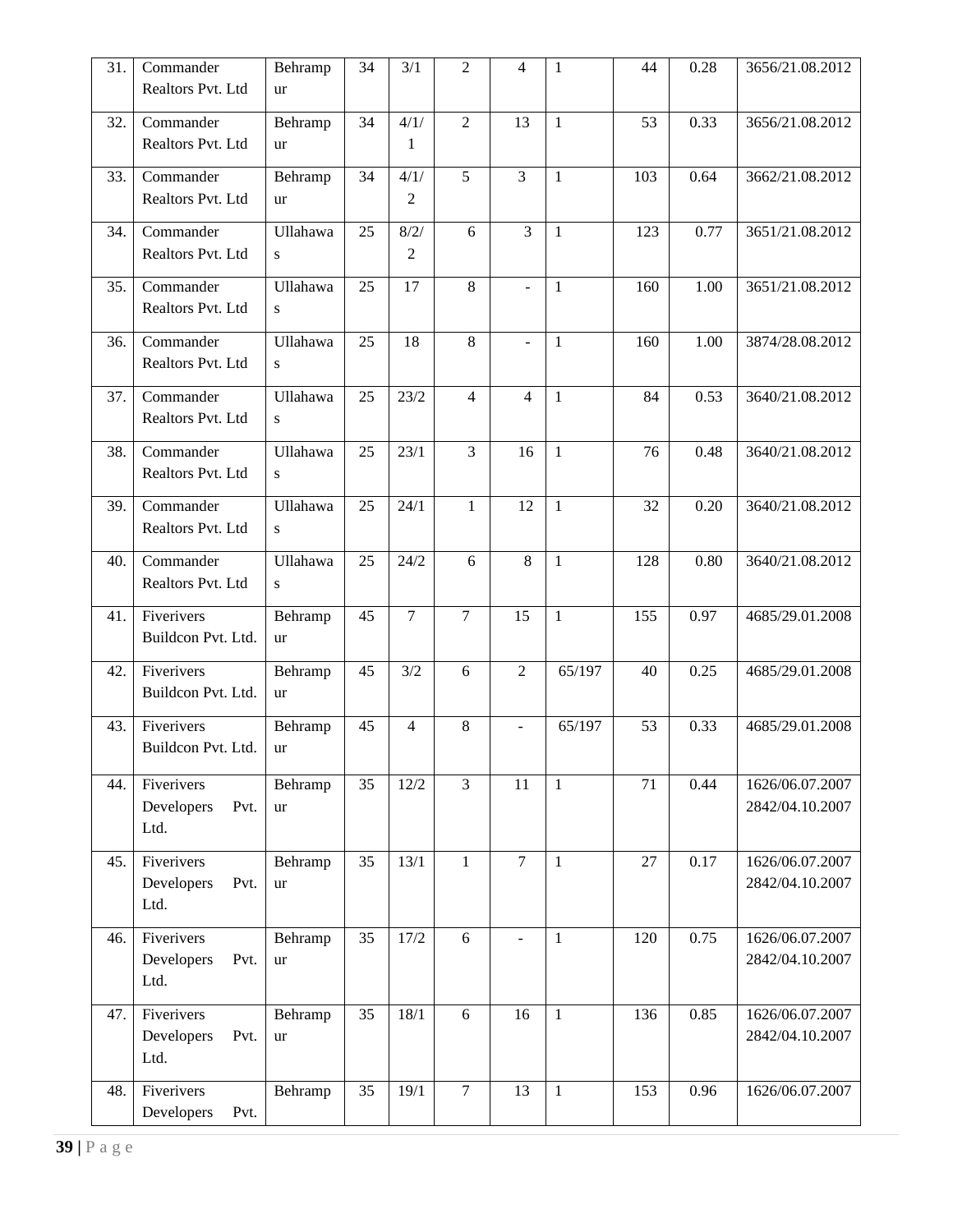| 31. | Commander Realtors Pvt. Ltd | Behrampur | 34 | 3/1 | 2 | 4 | 1 | 44 | 0.28 | 3656/21.08.2012 |
|---|---|---|---|---|---|---|---|---|---|---|
| 32. | Commander Realtors Pvt. Ltd | Behrampur | 34 | 4/1/1 | 2 | 13 | 1 | 53 | 0.33 | 3656/21.08.2012 |
| 33. | Commander Realtors Pvt. Ltd | Behrampur | 34 | 4/1/2 | 5 | 3 | 1 | 103 | 0.64 | 3662/21.08.2012 |
| 34. | Commander Realtors Pvt. Ltd | Ullahawas | 25 | 8/2/2 | 6 | 3 | 1 | 123 | 0.77 | 3651/21.08.2012 |
| 35. | Commander Realtors Pvt. Ltd | Ullahawas | 25 | 17 | 8 | - | 1 | 160 | 1.00 | 3651/21.08.2012 |
| 36. | Commander Realtors Pvt. Ltd | Ullahawas | 25 | 18 | 8 | - | 1 | 160 | 1.00 | 3874/28.08.2012 |
| 37. | Commander Realtors Pvt. Ltd | Ullahawas | 25 | 23/2 | 4 | 4 | 1 | 84 | 0.53 | 3640/21.08.2012 |
| 38. | Commander Realtors Pvt. Ltd | Ullahawas | 25 | 23/1 | 3 | 16 | 1 | 76 | 0.48 | 3640/21.08.2012 |
| 39. | Commander Realtors Pvt. Ltd | Ullahawas | 25 | 24/1 | 1 | 12 | 1 | 32 | 0.20 | 3640/21.08.2012 |
| 40. | Commander Realtors Pvt. Ltd | Ullahawas | 25 | 24/2 | 6 | 8 | 1 | 128 | 0.80 | 3640/21.08.2012 |
| 41. | Fiverivers Buildcon Pvt. Ltd. | Behrampur | 45 | 7 | 7 | 15 | 1 | 155 | 0.97 | 4685/29.01.2008 |
| 42. | Fiverivers Buildcon Pvt. Ltd. | Behrampur | 45 | 3/2 | 6 | 2 | 65/197 | 40 | 0.25 | 4685/29.01.2008 |
| 43. | Fiverivers Buildcon Pvt. Ltd. | Behrampur | 45 | 4 | 8 | - | 65/197 | 53 | 0.33 | 4685/29.01.2008 |
| 44. | Fiverivers Developers Pvt. Ltd. | Behrampur | 35 | 12/2 | 3 | 11 | 1 | 71 | 0.44 | 1626/06.07.2007 2842/04.10.2007 |
| 45. | Fiverivers Developers Pvt. Ltd. | Behrampur | 35 | 13/1 | 1 | 7 | 1 | 27 | 0.17 | 1626/06.07.2007 2842/04.10.2007 |
| 46. | Fiverivers Developers Pvt. Ltd. | Behrampur | 35 | 17/2 | 6 | - | 1 | 120 | 0.75 | 1626/06.07.2007 2842/04.10.2007 |
| 47. | Fiverivers Developers Pvt. Ltd. | Behrampur | 35 | 18/1 | 6 | 16 | 1 | 136 | 0.85 | 1626/06.07.2007 2842/04.10.2007 |
| 48. | Fiverivers Developers Pvt. | Behramp | 35 | 19/1 | 7 | 13 | 1 | 153 | 0.96 | 1626/06.07.2007 |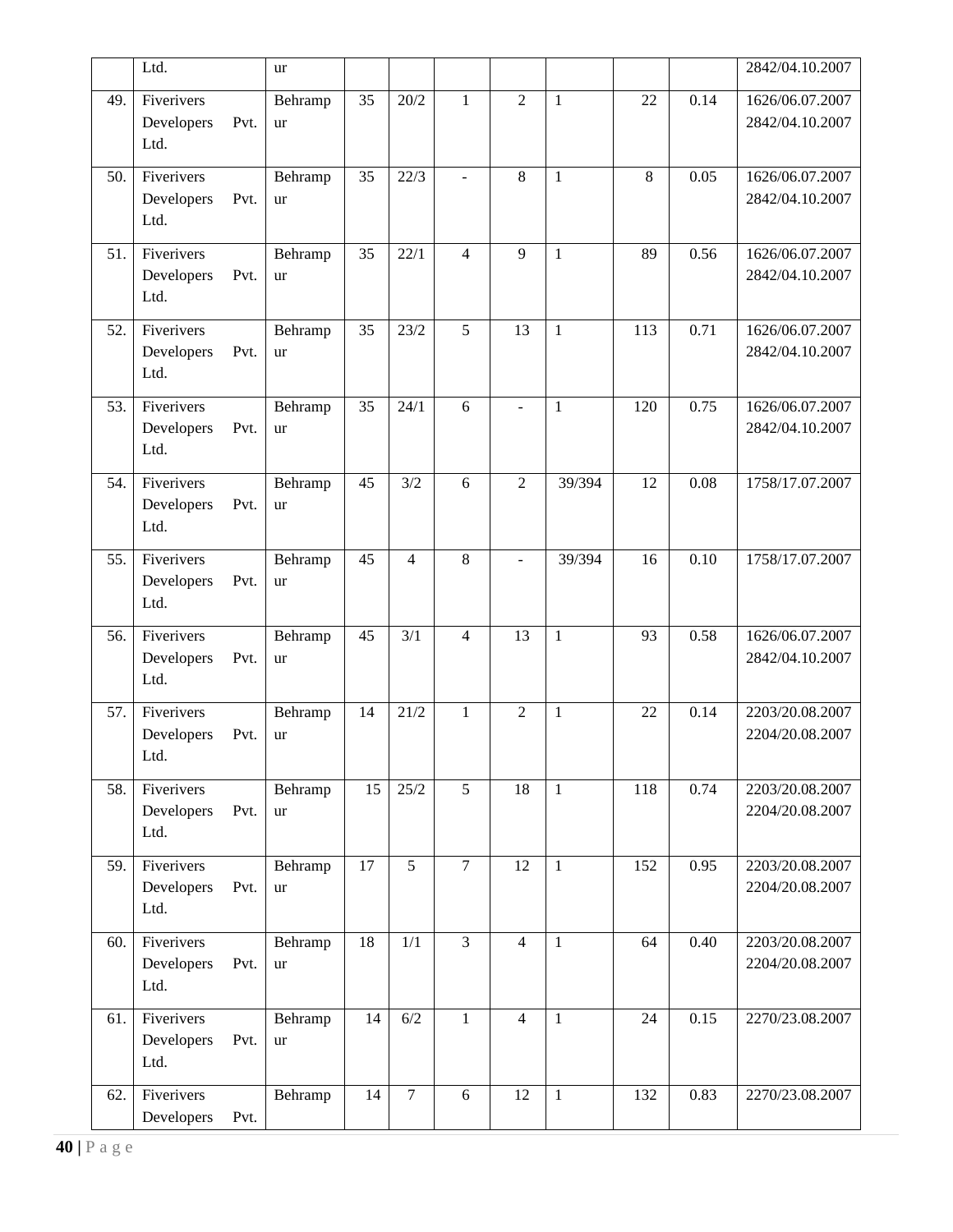|  | Ltd. | ur |  |  |  |  |  |  |  | 2842/04.10.2007 |
|---|---|---|---|---|---|---|---|---|---|---|
| 49. | Fiverivers Developers Pvt. Ltd. | Behrampur | 35 | 20/2 | 1 | 2 | 1 | 22 | 0.14 | 1626/06.07.2007 2842/04.10.2007 |
| 50. | Fiverivers Developers Pvt. Ltd. | Behrampur | 35 | 22/3 | - | 8 | 1 | 8 | 0.05 | 1626/06.07.2007 2842/04.10.2007 |
| 51. | Fiverivers Developers Pvt. Ltd. | Behrampur | 35 | 22/1 | 4 | 9 | 1 | 89 | 0.56 | 1626/06.07.2007 2842/04.10.2007 |
| 52. | Fiverivers Developers Pvt. Ltd. | Behrampur | 35 | 23/2 | 5 | 13 | 1 | 113 | 0.71 | 1626/06.07.2007 2842/04.10.2007 |
| 53. | Fiverivers Developers Pvt. Ltd. | Behrampur | 35 | 24/1 | 6 | - | 1 | 120 | 0.75 | 1626/06.07.2007 2842/04.10.2007 |
| 54. | Fiverivers Developers Pvt. Ltd. | Behrampur | 45 | 3/2 | 6 | 2 | 39/394 | 12 | 0.08 | 1758/17.07.2007 |
| 55. | Fiverivers Developers Pvt. Ltd. | Behrampur | 45 | 4 | 8 | - | 39/394 | 16 | 0.10 | 1758/17.07.2007 |
| 56. | Fiverivers Developers Pvt. Ltd. | Behrampur | 45 | 3/1 | 4 | 13 | 1 | 93 | 0.58 | 1626/06.07.2007 2842/04.10.2007 |
| 57. | Fiverivers Developers Pvt. Ltd. | Behrampur | 14 | 21/2 | 1 | 2 | 1 | 22 | 0.14 | 2203/20.08.2007 2204/20.08.2007 |
| 58. | Fiverivers Developers Pvt. Ltd. | Behrampur | 15 | 25/2 | 5 | 18 | 1 | 118 | 0.74 | 2203/20.08.2007 2204/20.08.2007 |
| 59. | Fiverivers Developers Pvt. Ltd. | Behrampur | 17 | 5 | 7 | 12 | 1 | 152 | 0.95 | 2203/20.08.2007 2204/20.08.2007 |
| 60. | Fiverivers Developers Pvt. Ltd. | Behrampur | 18 | 1/1 | 3 | 4 | 1 | 64 | 0.40 | 2203/20.08.2007 2204/20.08.2007 |
| 61. | Fiverivers Developers Pvt. Ltd. | Behrampur | 14 | 6/2 | 1 | 4 | 1 | 24 | 0.15 | 2270/23.08.2007 |
| 62. | Fiverivers Developers Pvt. | Behramp | 14 | 7 | 6 | 12 | 1 | 132 | 0.83 | 2270/23.08.2007 |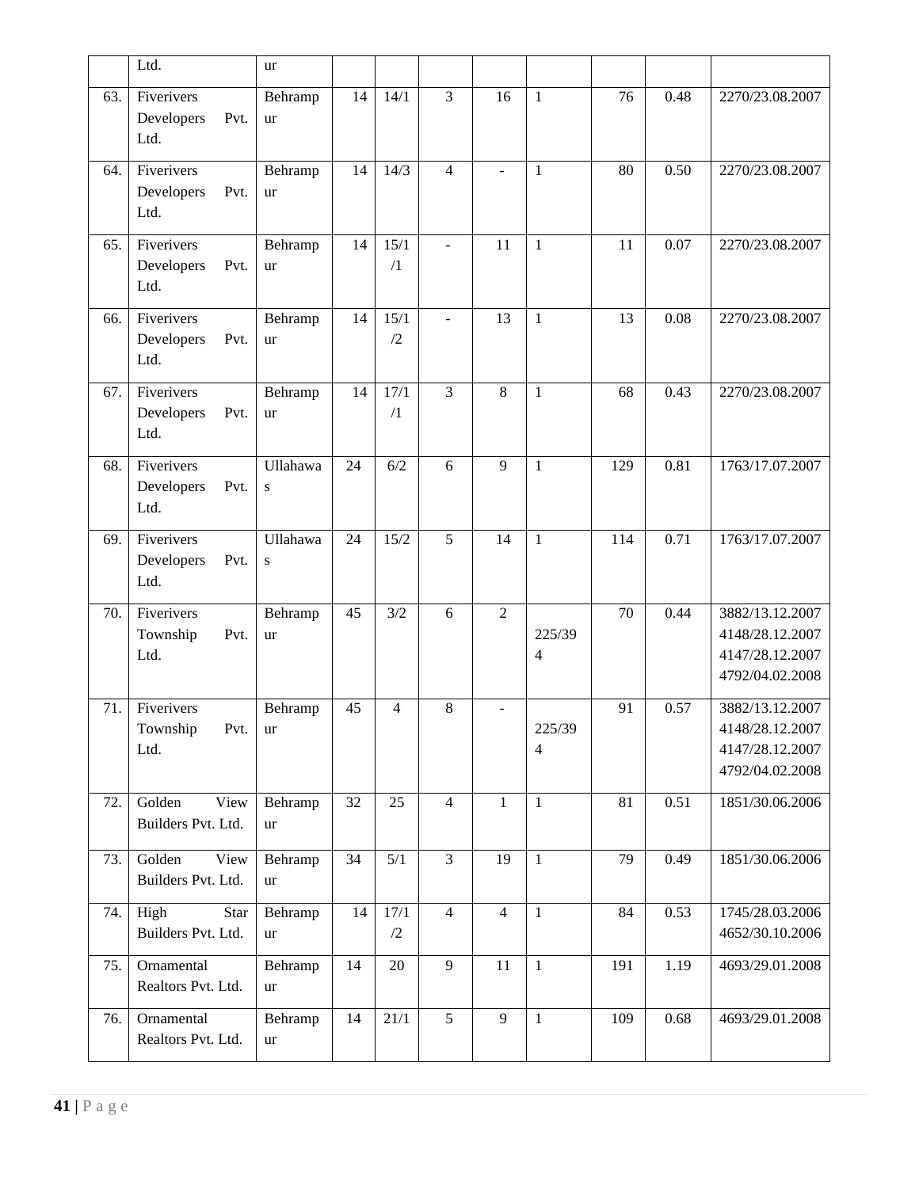| | Ltd. | ur | | | | | | | | |
|---|---|---|---|---|---|---|---|---|---|---|
| 63. | Fiverivers Developers Pvt. Ltd. | Behrampur | 14 | 14/1 | 3 | 16 | 1 | 76 | 0.48 | 2270/23.08.2007 |
| 64. | Fiverivers Developers Pvt. Ltd. | Behrampur | 14 | 14/3 | 4 | - | 1 | 80 | 0.50 | 2270/23.08.2007 |
| 65. | Fiverivers Developers Pvt. Ltd. | Behrampur | 14 | 15/1/1 | - | 11 | 1 | 11 | 0.07 | 2270/23.08.2007 |
| 66. | Fiverivers Developers Pvt. Ltd. | Behrampur | 14 | 15/1/2 | - | 13 | 1 | 13 | 0.08 | 2270/23.08.2007 |
| 67. | Fiverivers Developers Pvt. Ltd. | Behrampur | 14 | 17/1/1 | 3 | 8 | 1 | 68 | 0.43 | 2270/23.08.2007 |
| 68. | Fiverivers Developers Pvt. Ltd. | Ullahawas | 24 | 6/2 | 6 | 9 | 1 | 129 | 0.81 | 1763/17.07.2007 |
| 69. | Fiverivers Developers Pvt. Ltd. | Ullahawas | 24 | 15/2 | 5 | 14 | 1 | 114 | 0.71 | 1763/17.07.2007 |
| 70. | Fiverivers Township Pvt. Ltd. | Behrampur | 45 | 3/2 | 6 | 2 | 225/394 | 70 | 0.44 | 3882/13.12.2007 4148/28.12.2007 4147/28.12.2007 4792/04.02.2008 |
| 71. | Fiverivers Township Pvt. Ltd. | Behrampur | 45 | 4 | 8 | - | 225/394 | 91 | 0.57 | 3882/13.12.2007 4148/28.12.2007 4147/28.12.2007 4792/04.02.2008 |
| 72. | Golden View Builders Pvt. Ltd. | Behrampur | 32 | 25 | 4 | 1 | 1 | 81 | 0.51 | 1851/30.06.2006 |
| 73. | Golden View Builders Pvt. Ltd. | Behrampur | 34 | 5/1 | 3 | 19 | 1 | 79 | 0.49 | 1851/30.06.2006 |
| 74. | High Star Builders Pvt. Ltd. | Behrampur | 14 | 17/1/2 | 4 | 4 | 1 | 84 | 0.53 | 1745/28.03.2006 4652/30.10.2006 |
| 75. | Ornamental Realtors Pvt. Ltd. | Behrampur | 14 | 20 | 9 | 11 | 1 | 191 | 1.19 | 4693/29.01.2008 |
| 76. | Ornamental Realtors Pvt. Ltd. | Behrampur | 14 | 21/1 | 5 | 9 | 1 | 109 | 0.68 | 4693/29.01.2008 |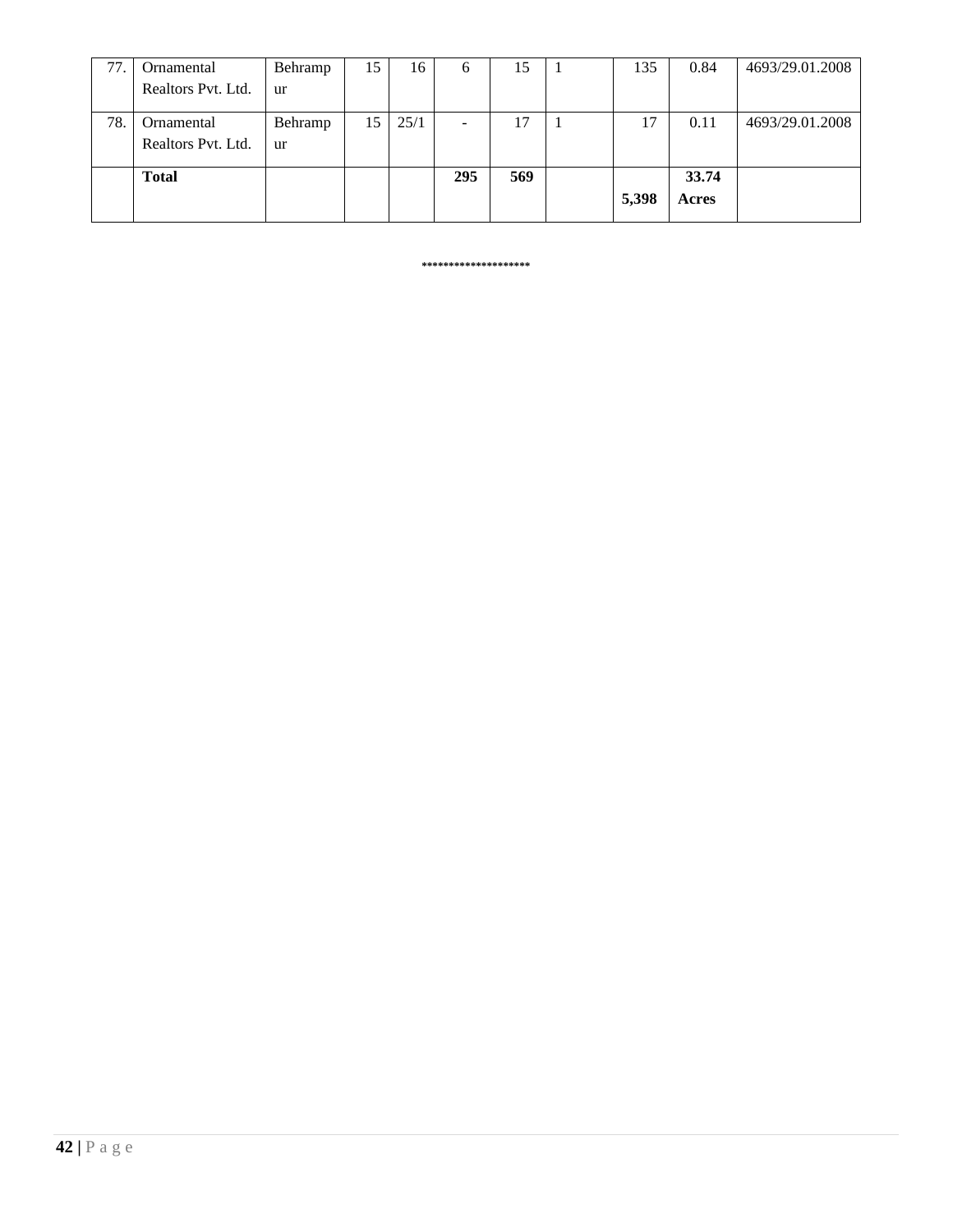| | | | | | | | | | | |
|---|---|---|---|---|---|---|---|---|---|---|
| 77. | Ornamental Realtors Pvt. Ltd. | Behrampur | 15 | 16 | 6 | 15 | 1 | 135 | 0.84 | 4693/29.01.2008 |
| 78. | Ornamental Realtors Pvt. Ltd. | Behrampur | 15 | 25/1 | - | 17 | 1 | 17 | 0.11 | 4693/29.01.2008 |
| | **Total** | | | | **295** | **569** | | **5,398** | **33.74 Acres** | |

*******************